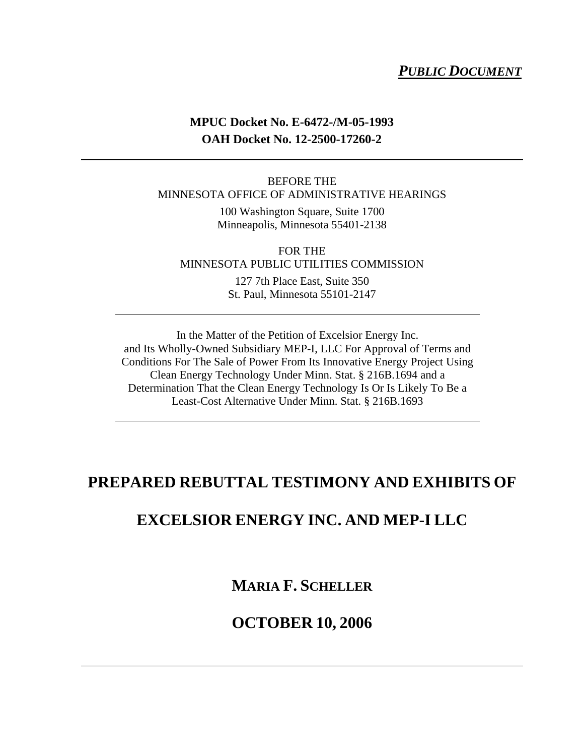***PUBLIC DOCUMENT***

**MPUC Docket No. E-6472-/M-05-1993**
**OAH Docket No. 12-2500-17260-2**

---

BEFORE THE
MINNESOTA OFFICE OF ADMINISTRATIVE HEARINGS

100 Washington Square, Suite 1700
Minneapolis, Minnesota 55401-2138

FOR THE
MINNESOTA PUBLIC UTILITIES COMMISSION

127 7th Place East, Suite 350
St. Paul, Minnesota 55101-2147

---

In the Matter of the Petition of Excelsior Energy Inc. and Its Wholly-Owned Subsidiary MEP-I, LLC For Approval of Terms and Conditions For The Sale of Power From Its Innovative Energy Project Using Clean Energy Technology Under Minn. Stat. § 216B.1694 and a Determination That the Clean Energy Technology Is Or Is Likely To Be a Least-Cost Alternative Under Minn. Stat. § 216B.1693

---

# PREPARED REBUTTAL TESTIMONY AND EXHIBITS OF

# EXCELSIOR ENERGY INC. AND MEP-I LLC

## MARIA F. SCHELLER

## OCTOBER 10, 2006

---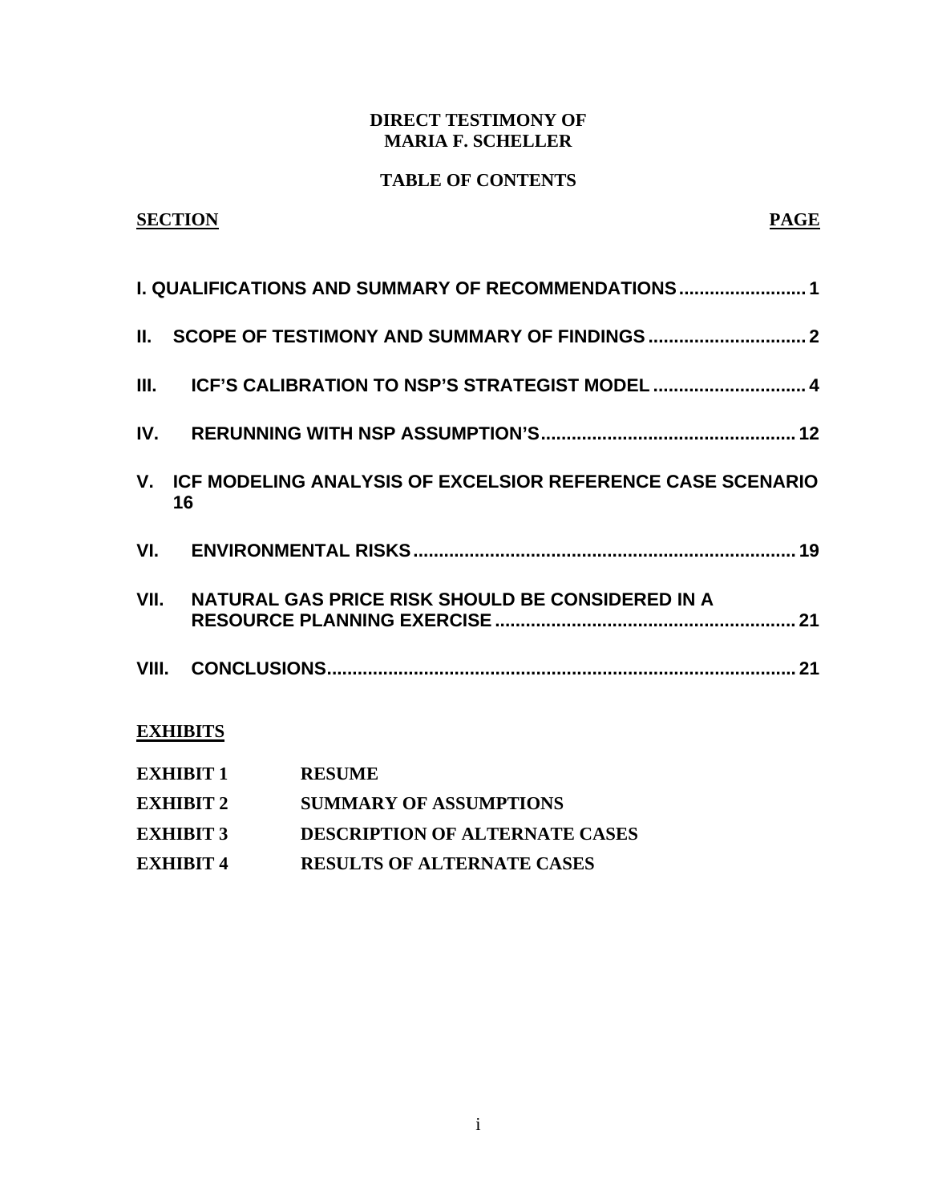**DIRECT TESTIMONY OF**
**MARIA F. SCHELLER**

**TABLE OF CONTENTS**

| SECTION | PAGE |
|---|---|
| I. QUALIFICATIONS AND SUMMARY OF RECOMMENDATIONS | 1 |
| II. SCOPE OF TESTIMONY AND SUMMARY OF FINDINGS | 2 |
| III. ICF'S CALIBRATION TO NSP'S STRATEGIST MODEL | 4 |
| IV. RERUNNING WITH NSP ASSUMPTION'S | 12 |
| V. ICF MODELING ANALYSIS OF EXCELSIOR REFERENCE CASE SCENARIO | 16 |
| VI. ENVIRONMENTAL RISKS | 19 |
| VII. NATURAL GAS PRICE RISK SHOULD BE CONSIDERED IN A RESOURCE PLANNING EXERCISE | 21 |
| VIII. CONCLUSIONS | 21 |

**EXHIBITS**

| | |
|---|---|
| EXHIBIT 1 | RESUME |
| EXHIBIT 2 | SUMMARY OF ASSUMPTIONS |
| EXHIBIT 3 | DESCRIPTION OF ALTERNATE CASES |
| EXHIBIT 4 | RESULTS OF ALTERNATE CASES |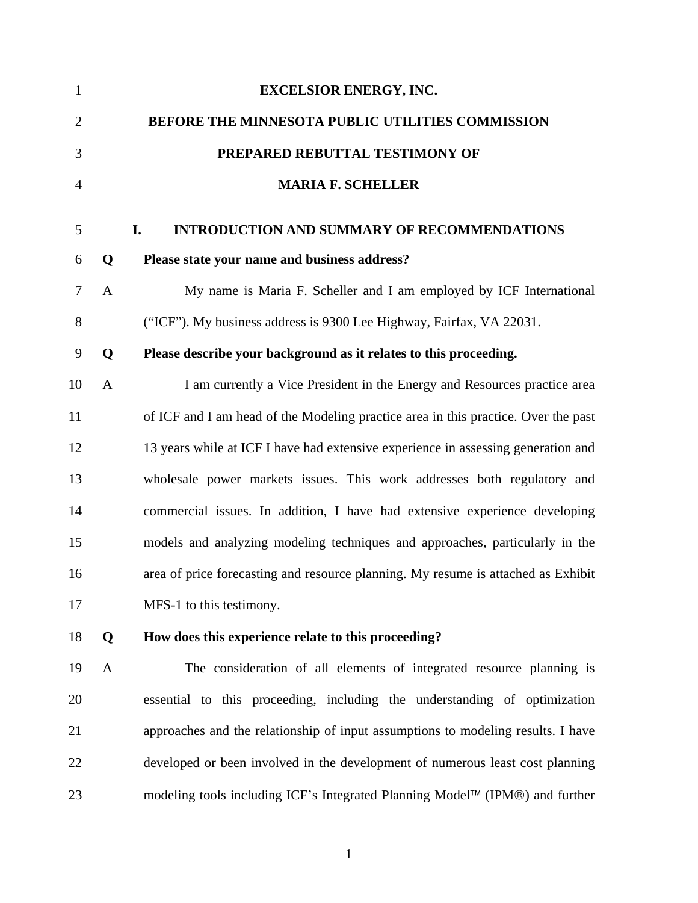**EXCELSIOR ENERGY, INC.**

**BEFORE THE MINNESOTA PUBLIC UTILITIES COMMISSION**

**PREPARED REBUTTAL TESTIMONY OF**

**MARIA F. SCHELLER**

## I. INTRODUCTION AND SUMMARY OF RECOMMENDATIONS

**Q Please state your name and business address?**

A My name is Maria F. Scheller and I am employed by ICF International ("ICF"). My business address is 9300 Lee Highway, Fairfax, VA 22031.

**Q Please describe your background as it relates to this proceeding.**

A I am currently a Vice President in the Energy and Resources practice area of ICF and I am head of the Modeling practice area in this practice. Over the past 13 years while at ICF I have had extensive experience in assessing generation and wholesale power markets issues. This work addresses both regulatory and commercial issues. In addition, I have had extensive experience developing models and analyzing modeling techniques and approaches, particularly in the area of price forecasting and resource planning. My resume is attached as Exhibit MFS-1 to this testimony.

**Q How does this experience relate to this proceeding?**

A The consideration of all elements of integrated resource planning is essential to this proceeding, including the understanding of optimization approaches and the relationship of input assumptions to modeling results. I have developed or been involved in the development of numerous least cost planning modeling tools including ICF's Integrated Planning Model™ (IPM®) and further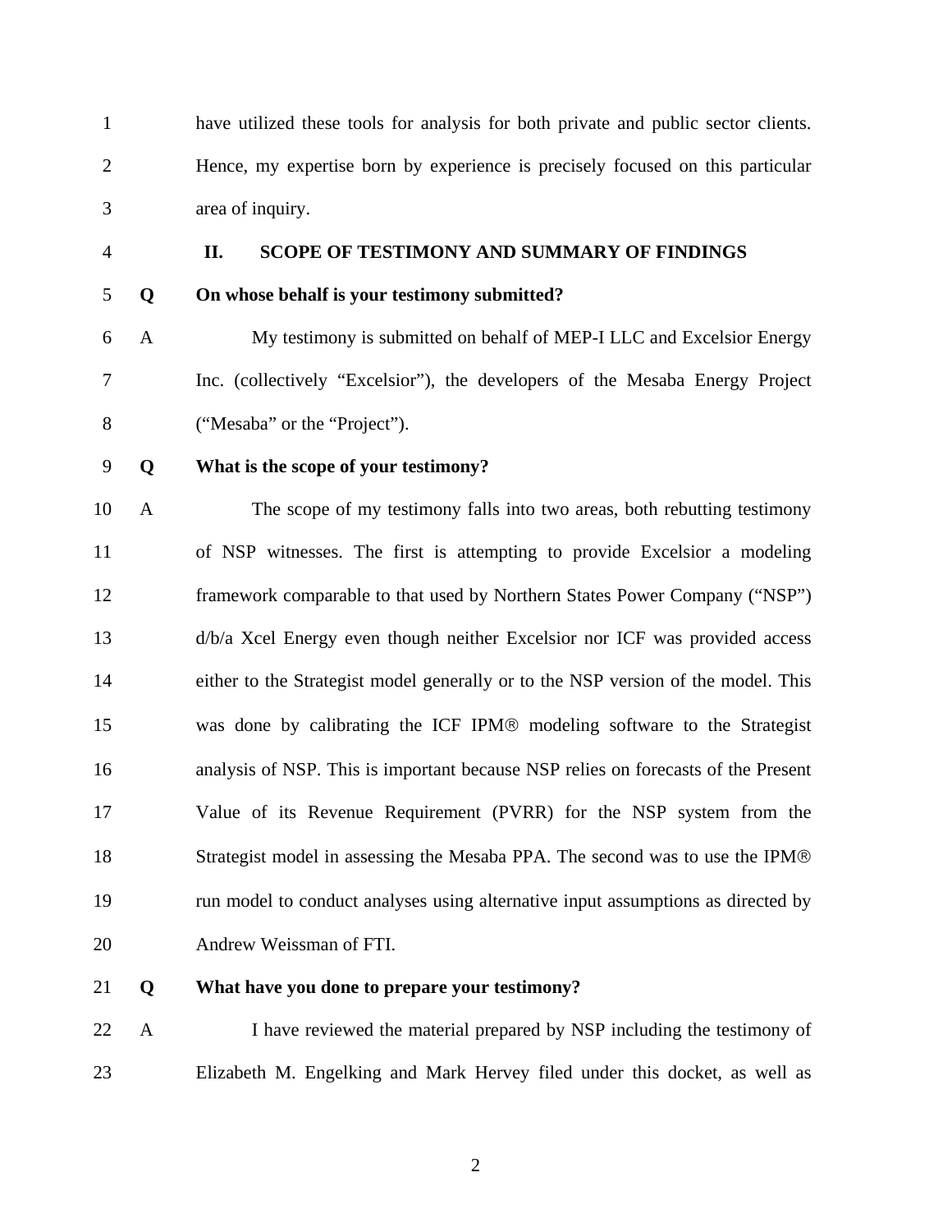have utilized these tools for analysis for both private and public sector clients. Hence, my expertise born by experience is precisely focused on this particular area of inquiry.

## II. SCOPE OF TESTIMONY AND SUMMARY OF FINDINGS

**Q On whose behalf is your testimony submitted?**

A My testimony is submitted on behalf of MEP-I LLC and Excelsior Energy Inc. (collectively "Excelsior"), the developers of the Mesaba Energy Project ("Mesaba" or the "Project").

**Q What is the scope of your testimony?**

A The scope of my testimony falls into two areas, both rebutting testimony of NSP witnesses. The first is attempting to provide Excelsior a modeling framework comparable to that used by Northern States Power Company ("NSP") d/b/a Xcel Energy even though neither Excelsior nor ICF was provided access either to the Strategist model generally or to the NSP version of the model. This was done by calibrating the ICF IPM® modeling software to the Strategist analysis of NSP. This is important because NSP relies on forecasts of the Present Value of its Revenue Requirement (PVRR) for the NSP system from the Strategist model in assessing the Mesaba PPA. The second was to use the IPM® run model to conduct analyses using alternative input assumptions as directed by Andrew Weissman of FTI.

**Q What have you done to prepare your testimony?**

A I have reviewed the material prepared by NSP including the testimony of Elizabeth M. Engelking and Mark Hervey filed under this docket, as well as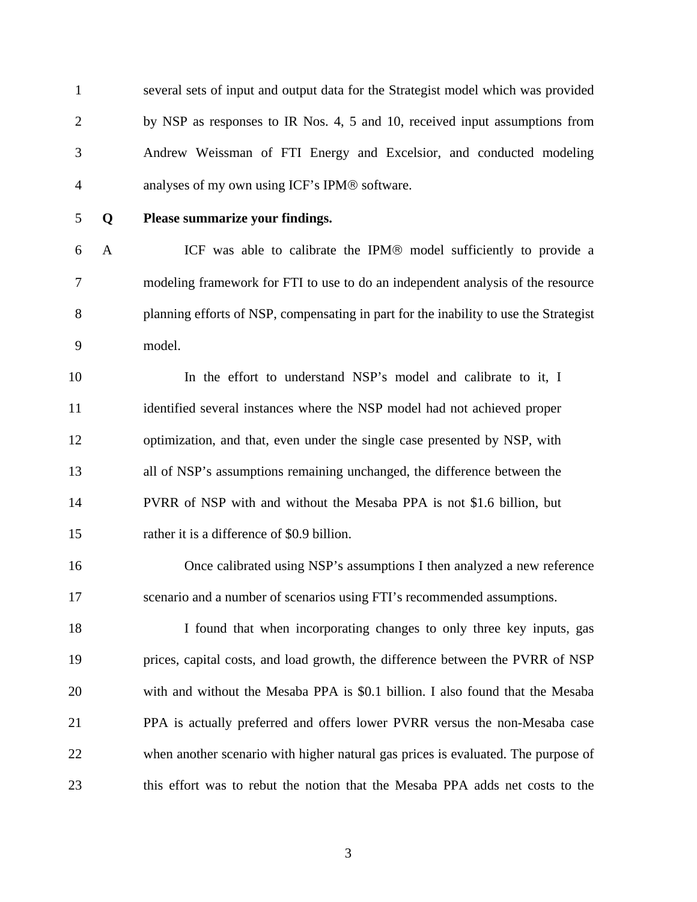several sets of input and output data for the Strategist model which was provided by NSP as responses to IR Nos. 4, 5 and 10, received input assumptions from Andrew Weissman of FTI Energy and Excelsior, and conducted modeling analyses of my own using ICF's IPM® software.

**Q Please summarize your findings.**

A ICF was able to calibrate the IPM® model sufficiently to provide a modeling framework for FTI to use to do an independent analysis of the resource planning efforts of NSP, compensating in part for the inability to use the Strategist model.

In the effort to understand NSP's model and calibrate to it, I identified several instances where the NSP model had not achieved proper optimization, and that, even under the single case presented by NSP, with all of NSP's assumptions remaining unchanged, the difference between the PVRR of NSP with and without the Mesaba PPA is not $1.6 billion, but rather it is a difference of $0.9 billion.

Once calibrated using NSP's assumptions I then analyzed a new reference scenario and a number of scenarios using FTI's recommended assumptions.

I found that when incorporating changes to only three key inputs, gas prices, capital costs, and load growth, the difference between the PVRR of NSP with and without the Mesaba PPA is $0.1 billion. I also found that the Mesaba PPA is actually preferred and offers lower PVRR versus the non-Mesaba case when another scenario with higher natural gas prices is evaluated. The purpose of this effort was to rebut the notion that the Mesaba PPA adds net costs to the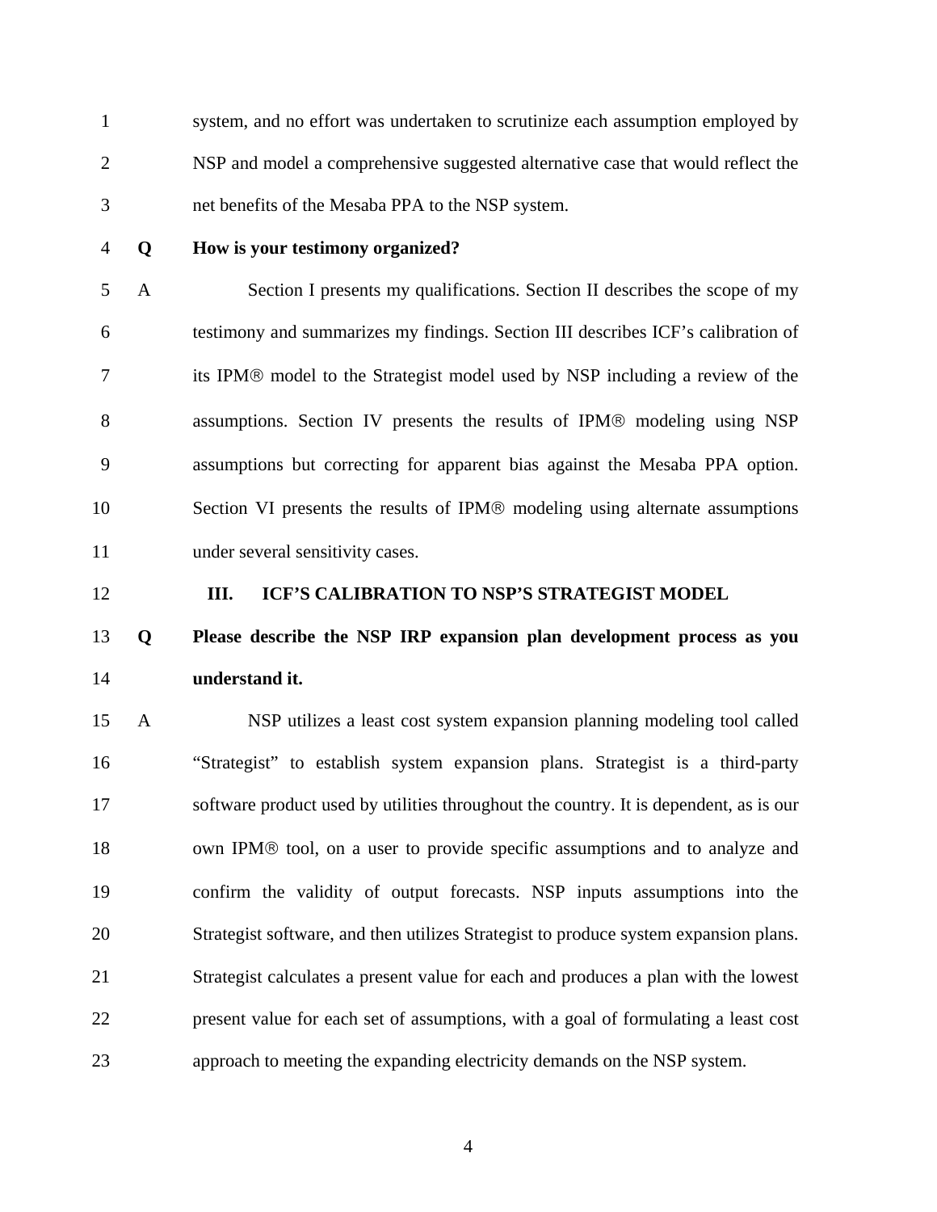system, and no effort was undertaken to scrutinize each assumption employed by NSP and model a comprehensive suggested alternative case that would reflect the net benefits of the Mesaba PPA to the NSP system.

**Q How is your testimony organized?**

A Section I presents my qualifications. Section II describes the scope of my testimony and summarizes my findings. Section III describes ICF's calibration of its IPM® model to the Strategist model used by NSP including a review of the assumptions. Section IV presents the results of IPM® modeling using NSP assumptions but correcting for apparent bias against the Mesaba PPA option. Section VI presents the results of IPM® modeling using alternate assumptions under several sensitivity cases.

## III. ICF'S CALIBRATION TO NSP'S STRATEGIST MODEL

**Q Please describe the NSP IRP expansion plan development process as you understand it.**

A NSP utilizes a least cost system expansion planning modeling tool called "Strategist" to establish system expansion plans. Strategist is a third-party software product used by utilities throughout the country. It is dependent, as is our own IPM® tool, on a user to provide specific assumptions and to analyze and confirm the validity of output forecasts. NSP inputs assumptions into the Strategist software, and then utilizes Strategist to produce system expansion plans. Strategist calculates a present value for each and produces a plan with the lowest present value for each set of assumptions, with a goal of formulating a least cost approach to meeting the expanding electricity demands on the NSP system.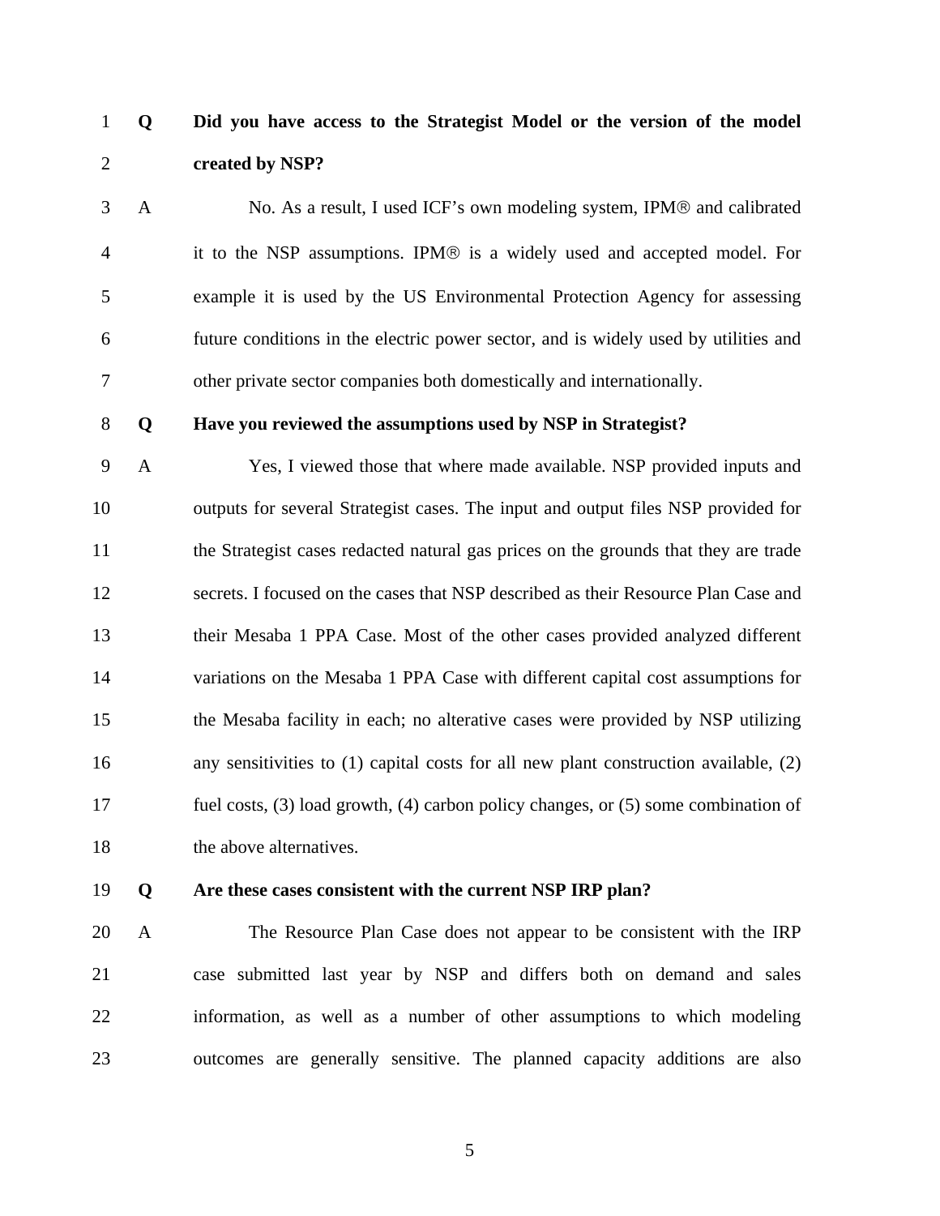**Q Did you have access to the Strategist Model or the version of the model created by NSP?**

A No. As a result, I used ICF's own modeling system, IPM® and calibrated it to the NSP assumptions. IPM® is a widely used and accepted model. For example it is used by the US Environmental Protection Agency for assessing future conditions in the electric power sector, and is widely used by utilities and other private sector companies both domestically and internationally.

**Q Have you reviewed the assumptions used by NSP in Strategist?**

A Yes, I viewed those that where made available. NSP provided inputs and outputs for several Strategist cases. The input and output files NSP provided for the Strategist cases redacted natural gas prices on the grounds that they are trade secrets. I focused on the cases that NSP described as their Resource Plan Case and their Mesaba 1 PPA Case. Most of the other cases provided analyzed different variations on the Mesaba 1 PPA Case with different capital cost assumptions for the Mesaba facility in each; no alterative cases were provided by NSP utilizing any sensitivities to (1) capital costs for all new plant construction available, (2) fuel costs, (3) load growth, (4) carbon policy changes, or (5) some combination of the above alternatives.

**Q Are these cases consistent with the current NSP IRP plan?**

A The Resource Plan Case does not appear to be consistent with the IRP case submitted last year by NSP and differs both on demand and sales information, as well as a number of other assumptions to which modeling outcomes are generally sensitive. The planned capacity additions are also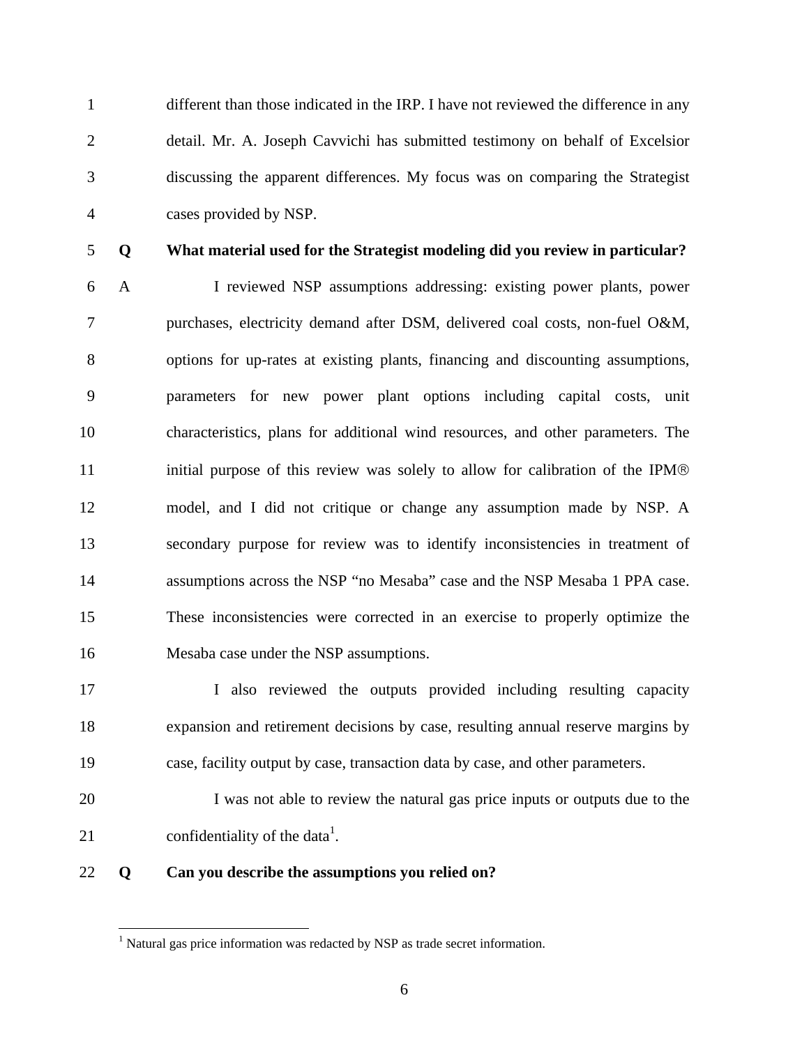different than those indicated in the IRP. I have not reviewed the difference in any detail. Mr. A. Joseph Cavvichi has submitted testimony on behalf of Excelsior discussing the apparent differences. My focus was on comparing the Strategist cases provided by NSP.

**Q What material used for the Strategist modeling did you review in particular?**

A I reviewed NSP assumptions addressing: existing power plants, power purchases, electricity demand after DSM, delivered coal costs, non-fuel O&M, options for up-rates at existing plants, financing and discounting assumptions, parameters for new power plant options including capital costs, unit characteristics, plans for additional wind resources, and other parameters. The initial purpose of this review was solely to allow for calibration of the IPM® model, and I did not critique or change any assumption made by NSP. A secondary purpose for review was to identify inconsistencies in treatment of assumptions across the NSP "no Mesaba" case and the NSP Mesaba 1 PPA case. These inconsistencies were corrected in an exercise to properly optimize the Mesaba case under the NSP assumptions.

I also reviewed the outputs provided including resulting capacity expansion and retirement decisions by case, resulting annual reserve margins by case, facility output by case, transaction data by case, and other parameters.

I was not able to review the natural gas price inputs or outputs due to the confidentiality of the data[1].

**Q Can you describe the assumptions you relied on?**

---

[1] Natural gas price information was redacted by NSP as trade secret information.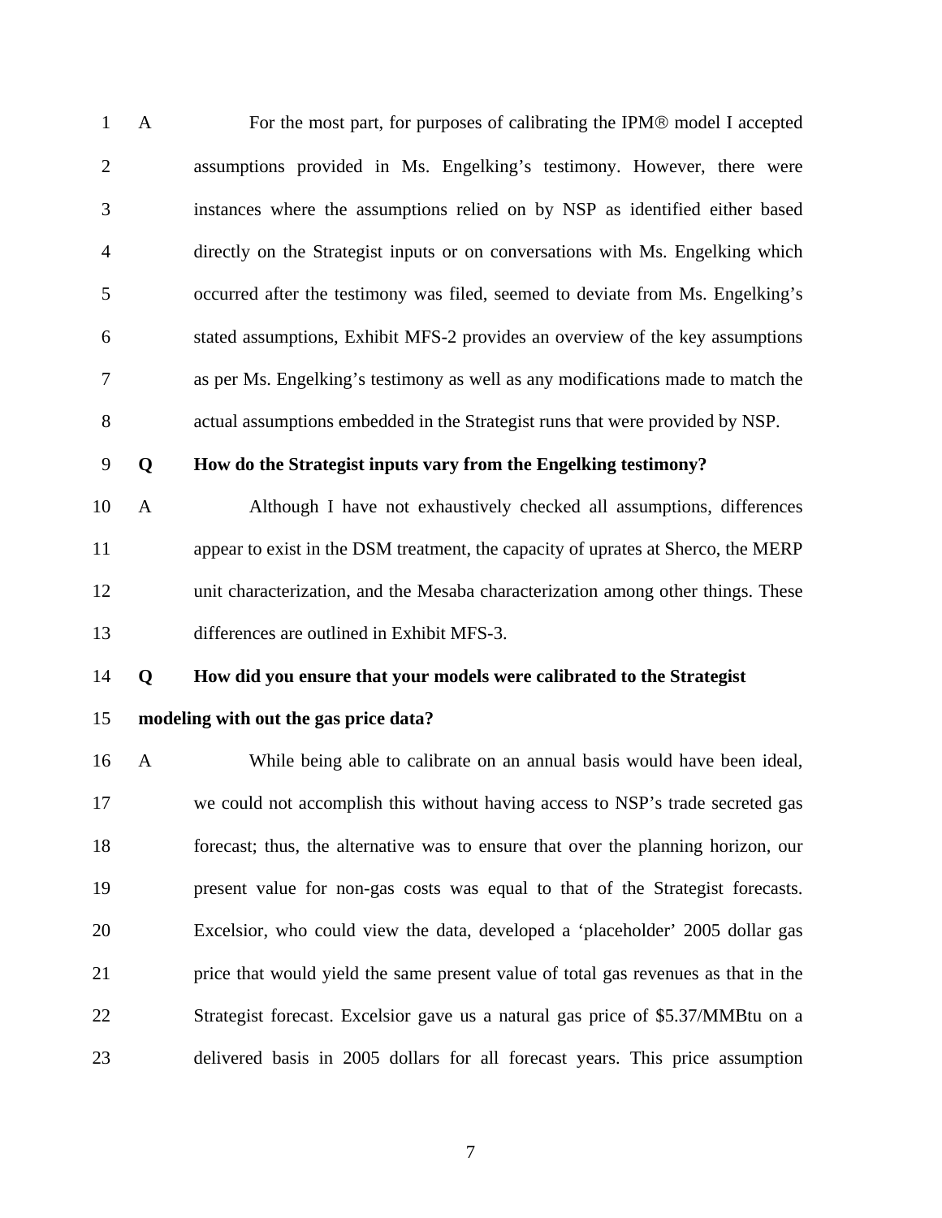A For the most part, for purposes of calibrating the IPM® model I accepted assumptions provided in Ms. Engelking's testimony. However, there were instances where the assumptions relied on by NSP as identified either based directly on the Strategist inputs or on conversations with Ms. Engelking which occurred after the testimony was filed, seemed to deviate from Ms. Engelking's stated assumptions, Exhibit MFS-2 provides an overview of the key assumptions as per Ms. Engelking's testimony as well as any modifications made to match the actual assumptions embedded in the Strategist runs that were provided by NSP.

**Q How do the Strategist inputs vary from the Engelking testimony?**

A Although I have not exhaustively checked all assumptions, differences appear to exist in the DSM treatment, the capacity of uprates at Sherco, the MERP unit characterization, and the Mesaba characterization among other things. These differences are outlined in Exhibit MFS-3.

**Q How did you ensure that your models were calibrated to the Strategist modeling with out the gas price data?**

A While being able to calibrate on an annual basis would have been ideal, we could not accomplish this without having access to NSP's trade secreted gas forecast; thus, the alternative was to ensure that over the planning horizon, our present value for non-gas costs was equal to that of the Strategist forecasts. Excelsior, who could view the data, developed a 'placeholder' 2005 dollar gas price that would yield the same present value of total gas revenues as that in the Strategist forecast. Excelsior gave us a natural gas price of $5.37/MMBtu on a delivered basis in 2005 dollars for all forecast years. This price assumption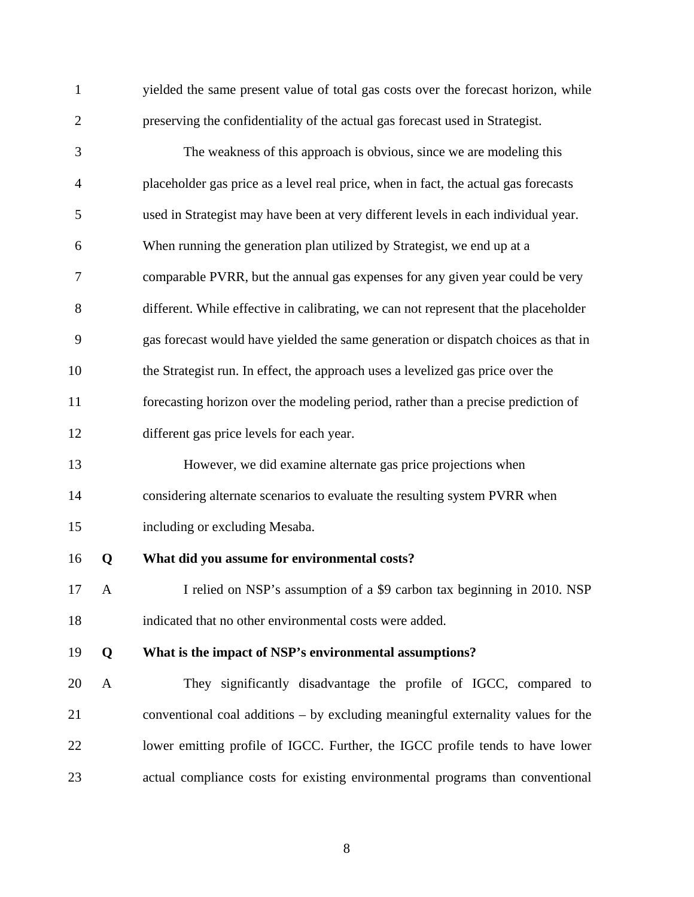yielded the same present value of total gas costs over the forecast horizon, while preserving the confidentiality of the actual gas forecast used in Strategist.

The weakness of this approach is obvious, since we are modeling this placeholder gas price as a level real price, when in fact, the actual gas forecasts used in Strategist may have been at very different levels in each individual year. When running the generation plan utilized by Strategist, we end up at a comparable PVRR, but the annual gas expenses for any given year could be very different. While effective in calibrating, we can not represent that the placeholder gas forecast would have yielded the same generation or dispatch choices as that in the Strategist run. In effect, the approach uses a levelized gas price over the forecasting horizon over the modeling period, rather than a precise prediction of different gas price levels for each year.

However, we did examine alternate gas price projections when considering alternate scenarios to evaluate the resulting system PVRR when including or excluding Mesaba.

**Q What did you assume for environmental costs?**

A I relied on NSP's assumption of a $9 carbon tax beginning in 2010. NSP indicated that no other environmental costs were added.

**Q What is the impact of NSP's environmental assumptions?**

A They significantly disadvantage the profile of IGCC, compared to conventional coal additions – by excluding meaningful externality values for the lower emitting profile of IGCC. Further, the IGCC profile tends to have lower actual compliance costs for existing environmental programs than conventional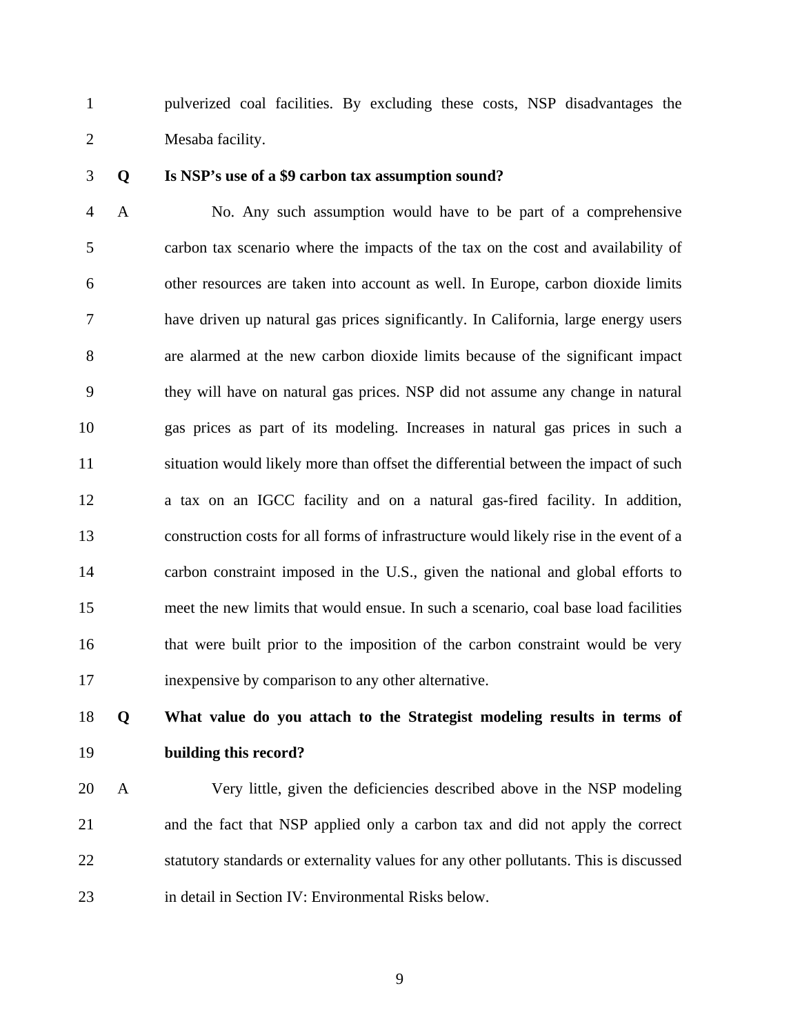pulverized coal facilities. By excluding these costs, NSP disadvantages the Mesaba facility.

**Q Is NSP's use of a $9 carbon tax assumption sound?**

A No. Any such assumption would have to be part of a comprehensive carbon tax scenario where the impacts of the tax on the cost and availability of other resources are taken into account as well. In Europe, carbon dioxide limits have driven up natural gas prices significantly. In California, large energy users are alarmed at the new carbon dioxide limits because of the significant impact they will have on natural gas prices. NSP did not assume any change in natural gas prices as part of its modeling. Increases in natural gas prices in such a situation would likely more than offset the differential between the impact of such a tax on an IGCC facility and on a natural gas-fired facility. In addition, construction costs for all forms of infrastructure would likely rise in the event of a carbon constraint imposed in the U.S., given the national and global efforts to meet the new limits that would ensue. In such a scenario, coal base load facilities that were built prior to the imposition of the carbon constraint would be very inexpensive by comparison to any other alternative.

**Q What value do you attach to the Strategist modeling results in terms of building this record?**

A Very little, given the deficiencies described above in the NSP modeling and the fact that NSP applied only a carbon tax and did not apply the correct statutory standards or externality values for any other pollutants. This is discussed in detail in Section IV: Environmental Risks below.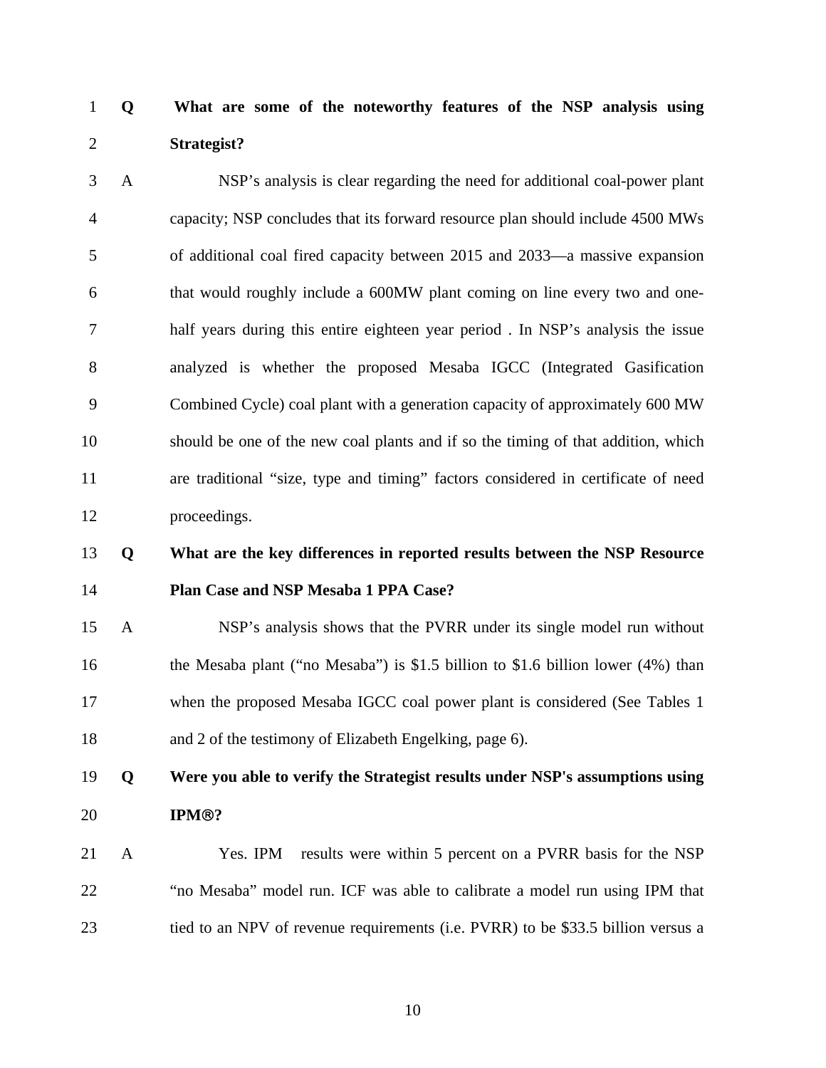**Q What are some of the noteworthy features of the NSP analysis using Strategist?**

A NSP's analysis is clear regarding the need for additional coal-power plant capacity; NSP concludes that its forward resource plan should include 4500 MWs of additional coal fired capacity between 2015 and 2033—a massive expansion that would roughly include a 600MW plant coming on line every two and one-half years during this entire eighteen year period . In NSP's analysis the issue analyzed is whether the proposed Mesaba IGCC (Integrated Gasification Combined Cycle) coal plant with a generation capacity of approximately 600 MW should be one of the new coal plants and if so the timing of that addition, which are traditional "size, type and timing" factors considered in certificate of need proceedings.

**Q What are the key differences in reported results between the NSP Resource Plan Case and NSP Mesaba 1 PPA Case?**

A NSP's analysis shows that the PVRR under its single model run without the Mesaba plant ("no Mesaba") is $1.5 billion to $1.6 billion lower (4%) than when the proposed Mesaba IGCC coal power plant is considered (See Tables 1 and 2 of the testimony of Elizabeth Engelking, page 6).

**Q Were you able to verify the Strategist results under NSP's assumptions using IPM®?**

A Yes. IPM results were within 5 percent on a PVRR basis for the NSP "no Mesaba" model run. ICF was able to calibrate a model run using IPM that tied to an NPV of revenue requirements (i.e. PVRR) to be $33.5 billion versus a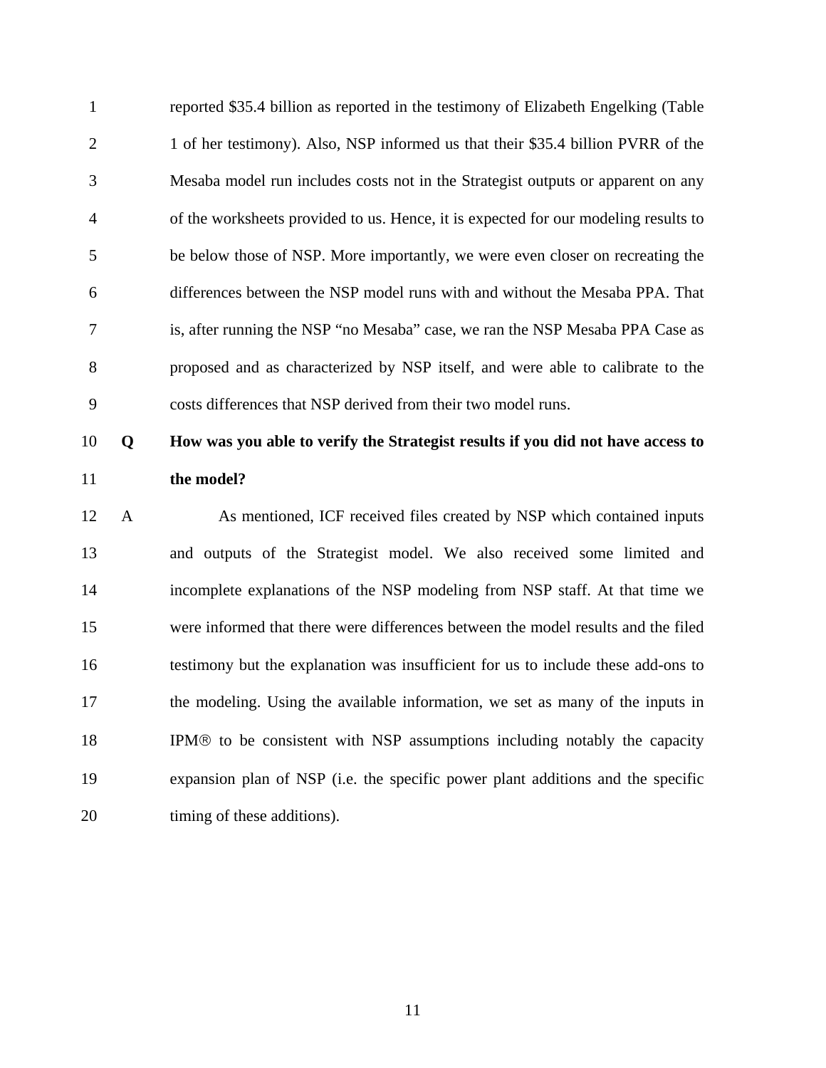reported $35.4 billion as reported in the testimony of Elizabeth Engelking (Table 1 of her testimony). Also, NSP informed us that their $35.4 billion PVRR of the Mesaba model run includes costs not in the Strategist outputs or apparent on any of the worksheets provided to us. Hence, it is expected for our modeling results to be below those of NSP. More importantly, we were even closer on recreating the differences between the NSP model runs with and without the Mesaba PPA. That is, after running the NSP "no Mesaba" case, we ran the NSP Mesaba PPA Case as proposed and as characterized by NSP itself, and were able to calibrate to the costs differences that NSP derived from their two model runs.

**Q How was you able to verify the Strategist results if you did not have access to the model?**

A As mentioned, ICF received files created by NSP which contained inputs and outputs of the Strategist model. We also received some limited and incomplete explanations of the NSP modeling from NSP staff. At that time we were informed that there were differences between the model results and the filed testimony but the explanation was insufficient for us to include these add-ons to the modeling. Using the available information, we set as many of the inputs in IPM® to be consistent with NSP assumptions including notably the capacity expansion plan of NSP (i.e. the specific power plant additions and the specific timing of these additions).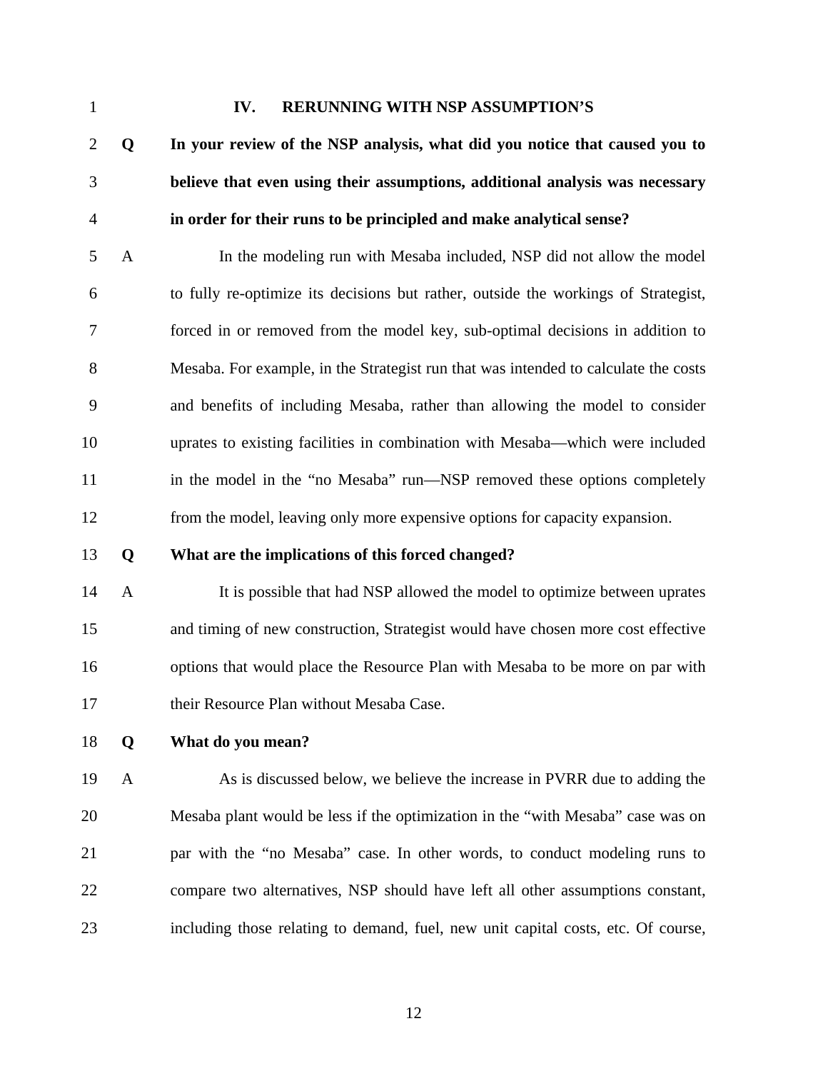## IV. RERUNNING WITH NSP ASSUMPTION'S

**Q In your review of the NSP analysis, what did you notice that caused you to believe that even using their assumptions, additional analysis was necessary in order for their runs to be principled and make analytical sense?**

A In the modeling run with Mesaba included, NSP did not allow the model to fully re-optimize its decisions but rather, outside the workings of Strategist, forced in or removed from the model key, sub-optimal decisions in addition to Mesaba. For example, in the Strategist run that was intended to calculate the costs and benefits of including Mesaba, rather than allowing the model to consider uprates to existing facilities in combination with Mesaba—which were included in the model in the "no Mesaba" run—NSP removed these options completely from the model, leaving only more expensive options for capacity expansion.

**Q What are the implications of this forced changed?**

A It is possible that had NSP allowed the model to optimize between uprates and timing of new construction, Strategist would have chosen more cost effective options that would place the Resource Plan with Mesaba to be more on par with their Resource Plan without Mesaba Case.

**Q What do you mean?**

A As is discussed below, we believe the increase in PVRR due to adding the Mesaba plant would be less if the optimization in the "with Mesaba" case was on par with the "no Mesaba" case. In other words, to conduct modeling runs to compare two alternatives, NSP should have left all other assumptions constant, including those relating to demand, fuel, new unit capital costs, etc. Of course,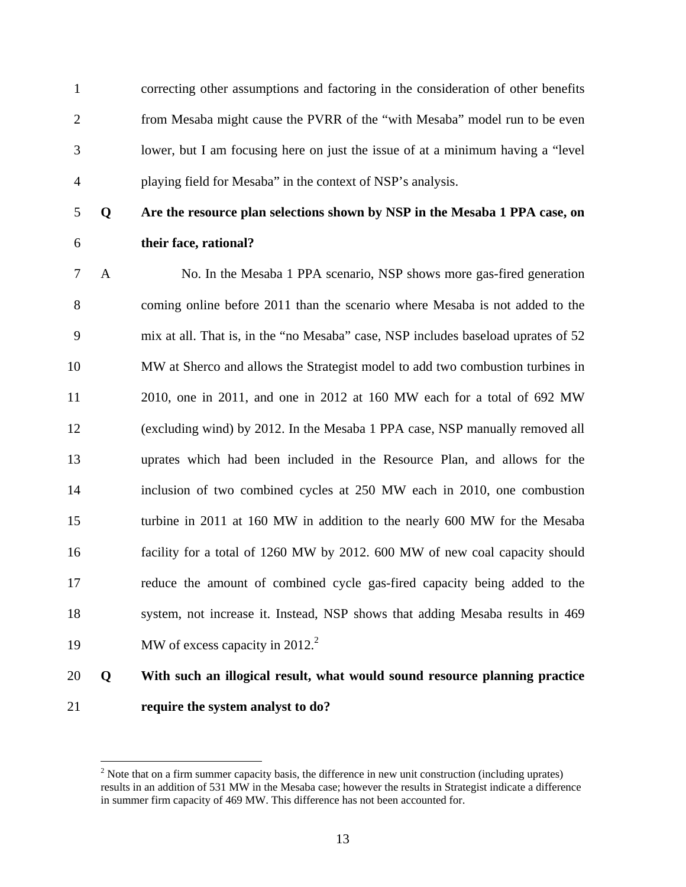correcting other assumptions and factoring in the consideration of other benefits from Mesaba might cause the PVRR of the "with Mesaba" model run to be even lower, but I am focusing here on just the issue of at a minimum having a "level playing field for Mesaba" in the context of NSP's analysis.

**Q Are the resource plan selections shown by NSP in the Mesaba 1 PPA case, on their face, rational?**

A No. In the Mesaba 1 PPA scenario, NSP shows more gas-fired generation coming online before 2011 than the scenario where Mesaba is not added to the mix at all. That is, in the "no Mesaba" case, NSP includes baseload uprates of 52 MW at Sherco and allows the Strategist model to add two combustion turbines in 2010, one in 2011, and one in 2012 at 160 MW each for a total of 692 MW (excluding wind) by 2012. In the Mesaba 1 PPA case, NSP manually removed all uprates which had been included in the Resource Plan, and allows for the inclusion of two combined cycles at 250 MW each in 2010, one combustion turbine in 2011 at 160 MW in addition to the nearly 600 MW for the Mesaba facility for a total of 1260 MW by 2012. 600 MW of new coal capacity should reduce the amount of combined cycle gas-fired capacity being added to the system, not increase it. Instead, NSP shows that adding Mesaba results in 469 MW of excess capacity in 2012.[2]

**Q With such an illogical result, what would sound resource planning practice require the system analyst to do?**

---

[2] Note that on a firm summer capacity basis, the difference in new unit construction (including uprates) results in an addition of 531 MW in the Mesaba case; however the results in Strategist indicate a difference in summer firm capacity of 469 MW. This difference has not been accounted for.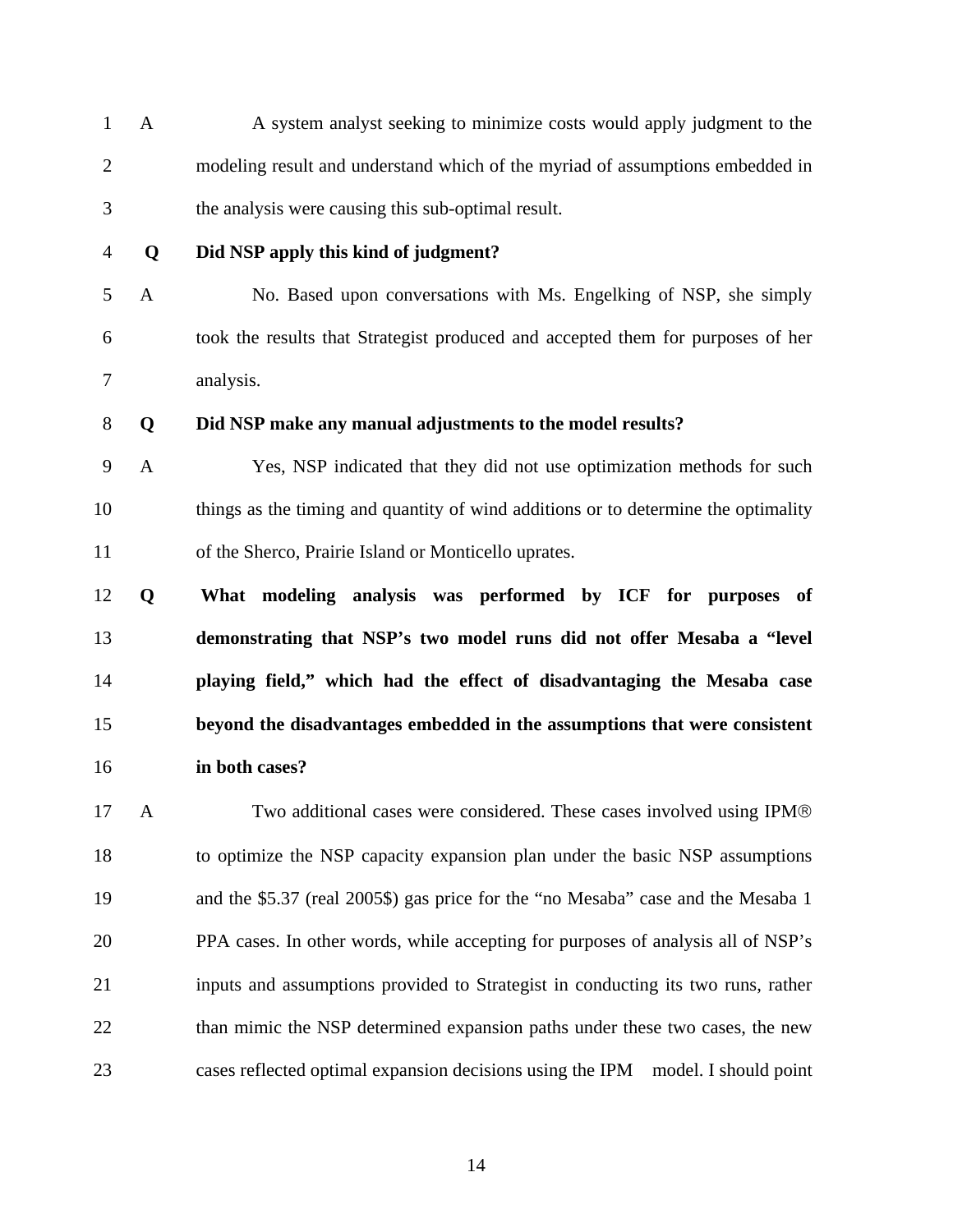A A system analyst seeking to minimize costs would apply judgment to the modeling result and understand which of the myriad of assumptions embedded in the analysis were causing this sub-optimal result.

**Q Did NSP apply this kind of judgment?**

A No. Based upon conversations with Ms. Engelking of NSP, she simply took the results that Strategist produced and accepted them for purposes of her analysis.

**Q Did NSP make any manual adjustments to the model results?**

A Yes, NSP indicated that they did not use optimization methods for such things as the timing and quantity of wind additions or to determine the optimality of the Sherco, Prairie Island or Monticello uprates.

**Q What modeling analysis was performed by ICF for purposes of demonstrating that NSP's two model runs did not offer Mesaba a "level playing field," which had the effect of disadvantaging the Mesaba case beyond the disadvantages embedded in the assumptions that were consistent in both cases?**

A Two additional cases were considered. These cases involved using IPM® to optimize the NSP capacity expansion plan under the basic NSP assumptions and the $5.37 (real 2005$) gas price for the "no Mesaba" case and the Mesaba 1 PPA cases. In other words, while accepting for purposes of analysis all of NSP's inputs and assumptions provided to Strategist in conducting its two runs, rather than mimic the NSP determined expansion paths under these two cases, the new cases reflected optimal expansion decisions using the IPM model. I should point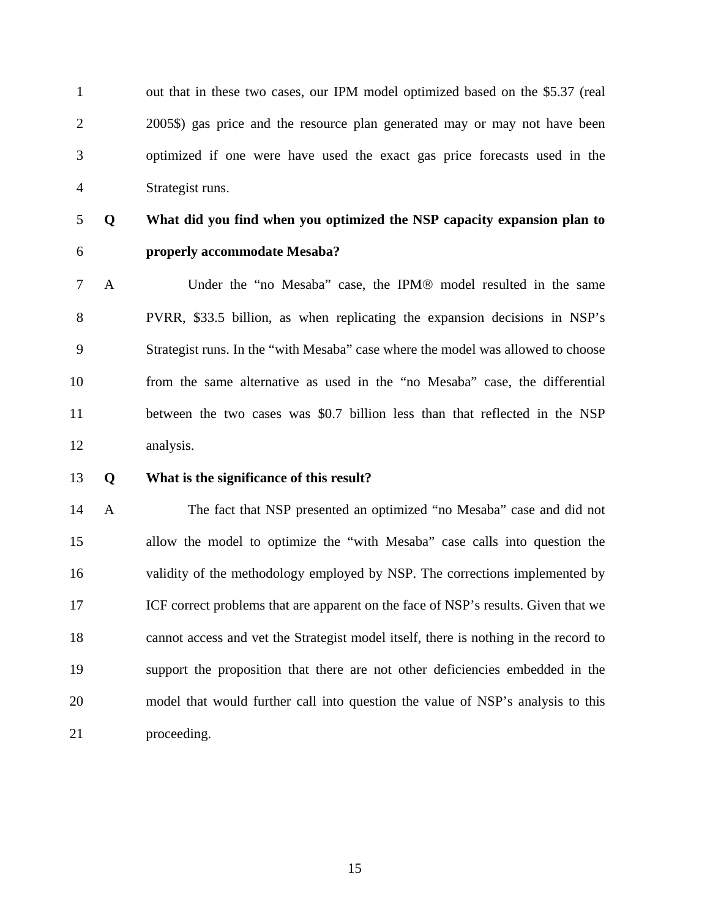out that in these two cases, our IPM model optimized based on the $5.37 (real 2005$) gas price and the resource plan generated may or may not have been optimized if one were have used the exact gas price forecasts used in the Strategist runs.

**Q What did you find when you optimized the NSP capacity expansion plan to properly accommodate Mesaba?**

A Under the "no Mesaba" case, the IPM® model resulted in the same PVRR, $33.5 billion, as when replicating the expansion decisions in NSP's Strategist runs. In the "with Mesaba" case where the model was allowed to choose from the same alternative as used in the "no Mesaba" case, the differential between the two cases was $0.7 billion less than that reflected in the NSP analysis.

**Q What is the significance of this result?**

A The fact that NSP presented an optimized "no Mesaba" case and did not allow the model to optimize the "with Mesaba" case calls into question the validity of the methodology employed by NSP. The corrections implemented by ICF correct problems that are apparent on the face of NSP's results. Given that we cannot access and vet the Strategist model itself, there is nothing in the record to support the proposition that there are not other deficiencies embedded in the model that would further call into question the value of NSP's analysis to this proceeding.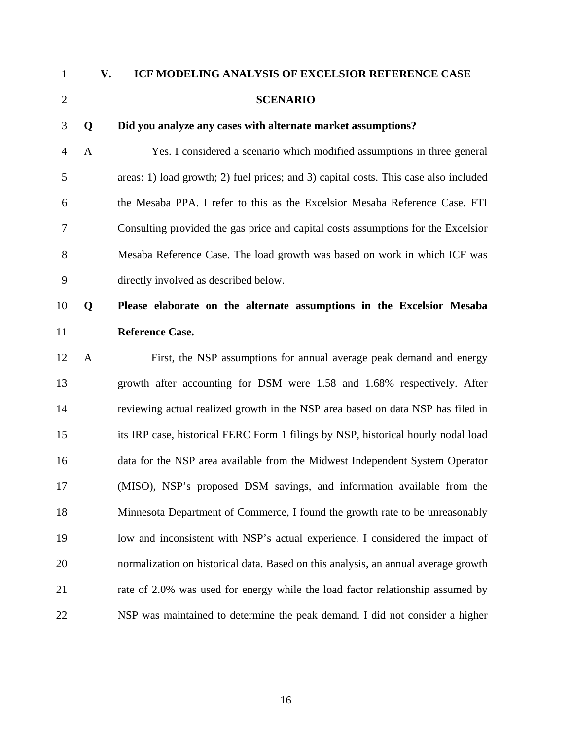## V. ICF MODELING ANALYSIS OF EXCELSIOR REFERENCE CASE SCENARIO

**Q Did you analyze any cases with alternate market assumptions?**

A Yes. I considered a scenario which modified assumptions in three general areas: 1) load growth; 2) fuel prices; and 3) capital costs. This case also included the Mesaba PPA. I refer to this as the Excelsior Mesaba Reference Case. FTI Consulting provided the gas price and capital costs assumptions for the Excelsior Mesaba Reference Case. The load growth was based on work in which ICF was directly involved as described below.

**Q Please elaborate on the alternate assumptions in the Excelsior Mesaba Reference Case.**

A First, the NSP assumptions for annual average peak demand and energy growth after accounting for DSM were 1.58 and 1.68% respectively. After reviewing actual realized growth in the NSP area based on data NSP has filed in its IRP case, historical FERC Form 1 filings by NSP, historical hourly nodal load data for the NSP area available from the Midwest Independent System Operator (MISO), NSP's proposed DSM savings, and information available from the Minnesota Department of Commerce, I found the growth rate to be unreasonably low and inconsistent with NSP's actual experience. I considered the impact of normalization on historical data. Based on this analysis, an annual average growth rate of 2.0% was used for energy while the load factor relationship assumed by NSP was maintained to determine the peak demand. I did not consider a higher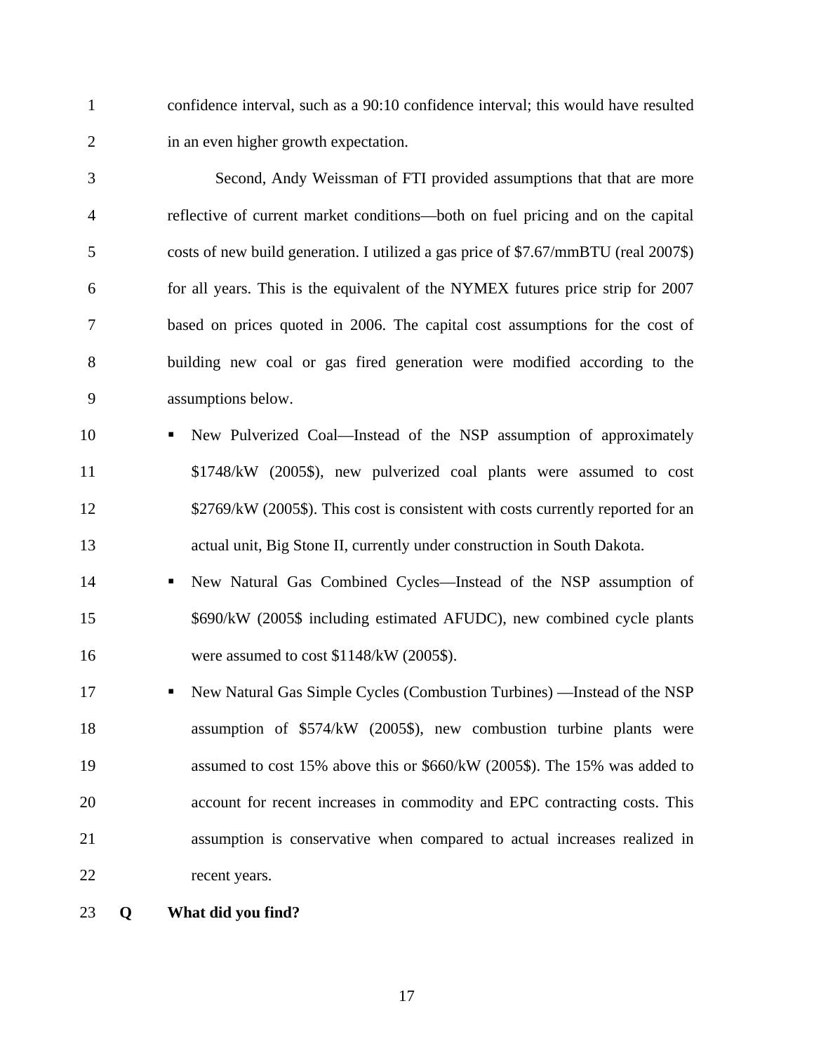confidence interval, such as a 90:10 confidence interval; this would have resulted in an even higher growth expectation.

Second, Andy Weissman of FTI provided assumptions that that are more reflective of current market conditions—both on fuel pricing and on the capital costs of new build generation. I utilized a gas price of $7.67/mmBTU (real 2007$) for all years. This is the equivalent of the NYMEX futures price strip for 2007 based on prices quoted in 2006. The capital cost assumptions for the cost of building new coal or gas fired generation were modified according to the assumptions below.

- New Pulverized Coal—Instead of the NSP assumption of approximately $1748/kW (2005$), new pulverized coal plants were assumed to cost $2769/kW (2005$). This cost is consistent with costs currently reported for an actual unit, Big Stone II, currently under construction in South Dakota.
- New Natural Gas Combined Cycles—Instead of the NSP assumption of $690/kW (2005$ including estimated AFUDC), new combined cycle plants were assumed to cost $1148/kW (2005$).
- New Natural Gas Simple Cycles (Combustion Turbines) —Instead of the NSP assumption of $574/kW (2005$), new combustion turbine plants were assumed to cost 15% above this or $660/kW (2005$). The 15% was added to account for recent increases in commodity and EPC contracting costs. This assumption is conservative when compared to actual increases realized in recent years.

**Q What did you find?**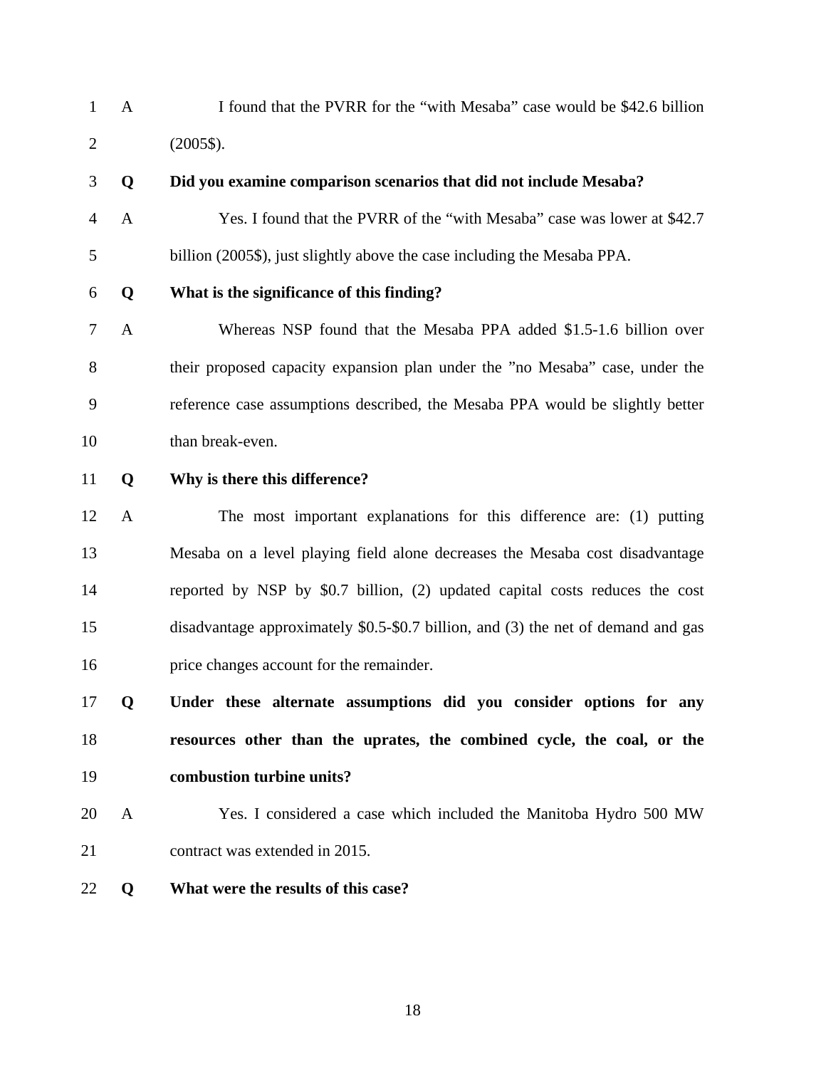A I found that the PVRR for the "with Mesaba" case would be $42.6 billion (2005$).

**Q Did you examine comparison scenarios that did not include Mesaba?**

A Yes. I found that the PVRR of the "with Mesaba" case was lower at $42.7 billion (2005$), just slightly above the case including the Mesaba PPA.

**Q What is the significance of this finding?**

A Whereas NSP found that the Mesaba PPA added $1.5-1.6 billion over their proposed capacity expansion plan under the "no Mesaba" case, under the reference case assumptions described, the Mesaba PPA would be slightly better than break-even.

**Q Why is there this difference?**

A The most important explanations for this difference are: (1) putting Mesaba on a level playing field alone decreases the Mesaba cost disadvantage reported by NSP by $0.7 billion, (2) updated capital costs reduces the cost disadvantage approximately $0.5-$0.7 billion, and (3) the net of demand and gas price changes account for the remainder.

**Q Under these alternate assumptions did you consider options for any resources other than the uprates, the combined cycle, the coal, or the combustion turbine units?**

A Yes. I considered a case which included the Manitoba Hydro 500 MW contract was extended in 2015.

**Q What were the results of this case?**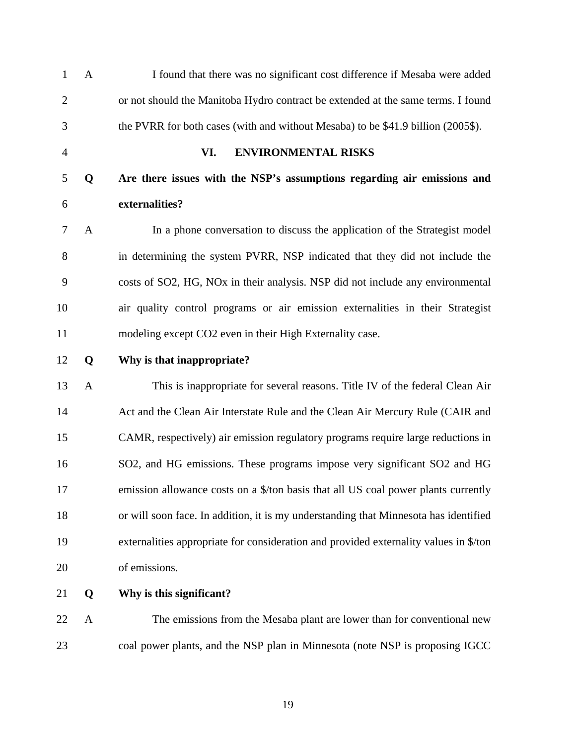A I found that there was no significant cost difference if Mesaba were added or not should the Manitoba Hydro contract be extended at the same terms. I found the PVRR for both cases (with and without Mesaba) to be $41.9 billion (2005$).

## VI. ENVIRONMENTAL RISKS

**Q Are there issues with the NSP's assumptions regarding air emissions and externalities?**

A In a phone conversation to discuss the application of the Strategist model in determining the system PVRR, NSP indicated that they did not include the costs of $SO_2$, HG, $NO_x$ in their analysis. NSP did not include any environmental air quality control programs or air emission externalities in their Strategist modeling except $CO_2$ even in their High Externality case.

**Q Why is that inappropriate?**

A This is inappropriate for several reasons. Title IV of the federal Clean Air Act and the Clean Air Interstate Rule and the Clean Air Mercury Rule (CAIR and CAMR, respectively) air emission regulatory programs require large reductions in $SO_2$, and HG emissions. These programs impose very significant $SO_2$ and HG emission allowance costs on a $/ton basis that all US coal power plants currently or will soon face. In addition, it is my understanding that Minnesota has identified externalities appropriate for consideration and provided externality values in $/ton of emissions.

**Q Why is this significant?**

A The emissions from the Mesaba plant are lower than for conventional new coal power plants, and the NSP plan in Minnesota (note NSP is proposing IGCC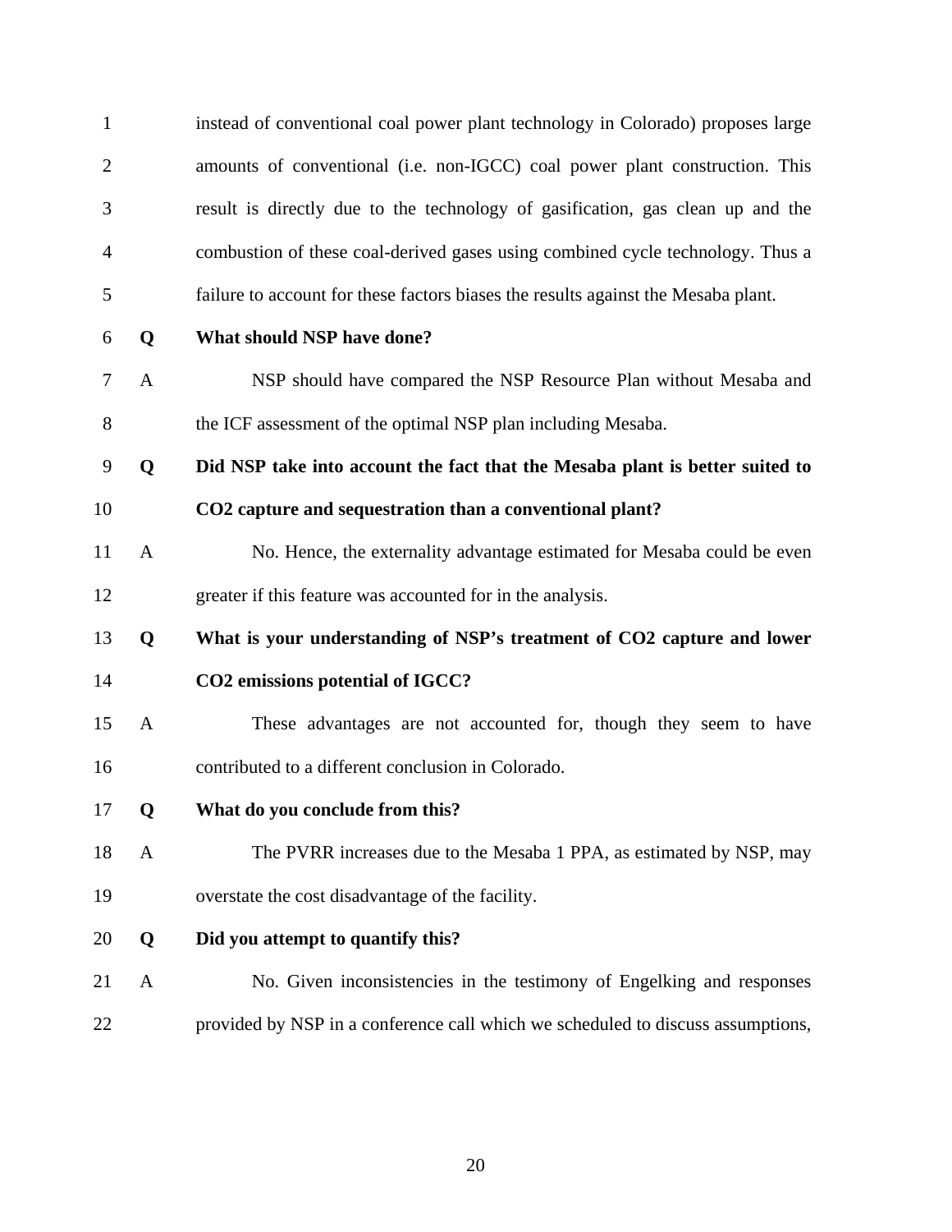instead of conventional coal power plant technology in Colorado) proposes large amounts of conventional (i.e. non-IGCC) coal power plant construction. This result is directly due to the technology of gasification, gas clean up and the combustion of these coal-derived gases using combined cycle technology. Thus a failure to account for these factors biases the results against the Mesaba plant.

**Q What should NSP have done?**

A NSP should have compared the NSP Resource Plan without Mesaba and the ICF assessment of the optimal NSP plan including Mesaba.

**Q Did NSP take into account the fact that the Mesaba plant is better suited to $CO_2$ capture and sequestration than a conventional plant?**

A No. Hence, the externality advantage estimated for Mesaba could be even greater if this feature was accounted for in the analysis.

**Q What is your understanding of NSP's treatment of $CO_2$ capture and lower $CO_2$ emissions potential of IGCC?**

A These advantages are not accounted for, though they seem to have contributed to a different conclusion in Colorado.

**Q What do you conclude from this?**

A The PVRR increases due to the Mesaba 1 PPA, as estimated by NSP, may overstate the cost disadvantage of the facility.

**Q Did you attempt to quantify this?**

A No. Given inconsistencies in the testimony of Engelking and responses provided by NSP in a conference call which we scheduled to discuss assumptions,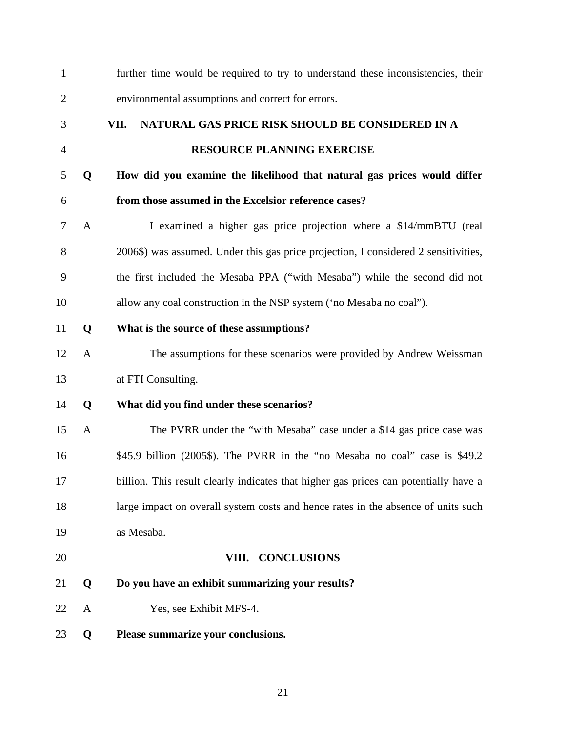further time would be required to try to understand these inconsistencies, their environmental assumptions and correct for errors.

## VII. NATURAL GAS PRICE RISK SHOULD BE CONSIDERED IN A RESOURCE PLANNING EXERCISE

**Q How did you examine the likelihood that natural gas prices would differ from those assumed in the Excelsior reference cases?**

A I examined a higher gas price projection where a $14/mmBTU (real 2006$) was assumed. Under this gas price projection, I considered 2 sensitivities, the first included the Mesaba PPA (“with Mesaba”) while the second did not allow any coal construction in the NSP system (‘no Mesaba no coal”).

**Q What is the source of these assumptions?**

A The assumptions for these scenarios were provided by Andrew Weissman at FTI Consulting.

**Q What did you find under these scenarios?**

A The PVRR under the “with Mesaba” case under a $14 gas price case was $45.9 billion (2005$). The PVRR in the “no Mesaba no coal” case is $49.2 billion. This result clearly indicates that higher gas prices can potentially have a large impact on overall system costs and hence rates in the absence of units such as Mesaba.

## VIII. CONCLUSIONS

**Q Do you have an exhibit summarizing your results?**

A Yes, see Exhibit MFS-4.

**Q Please summarize your conclusions.**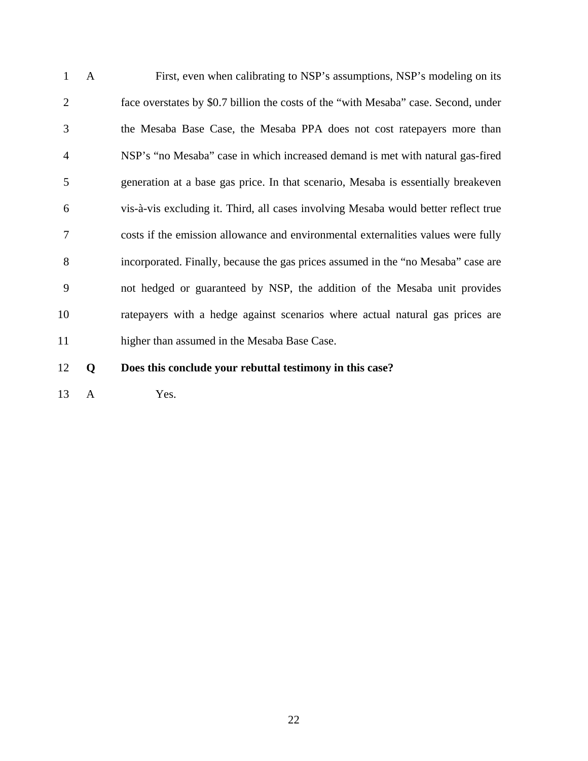A First, even when calibrating to NSP's assumptions, NSP's modeling on its face overstates by $0.7 billion the costs of the "with Mesaba" case. Second, under the Mesaba Base Case, the Mesaba PPA does not cost ratepayers more than NSP's "no Mesaba" case in which increased demand is met with natural gas-fired generation at a base gas price. In that scenario, Mesaba is essentially breakeven vis-à-vis excluding it. Third, all cases involving Mesaba would better reflect true costs if the emission allowance and environmental externalities values were fully incorporated. Finally, because the gas prices assumed in the "no Mesaba" case are not hedged or guaranteed by NSP, the addition of the Mesaba unit provides ratepayers with a hedge against scenarios where actual natural gas prices are higher than assumed in the Mesaba Base Case.

**Q Does this conclude your rebuttal testimony in this case?**

A Yes.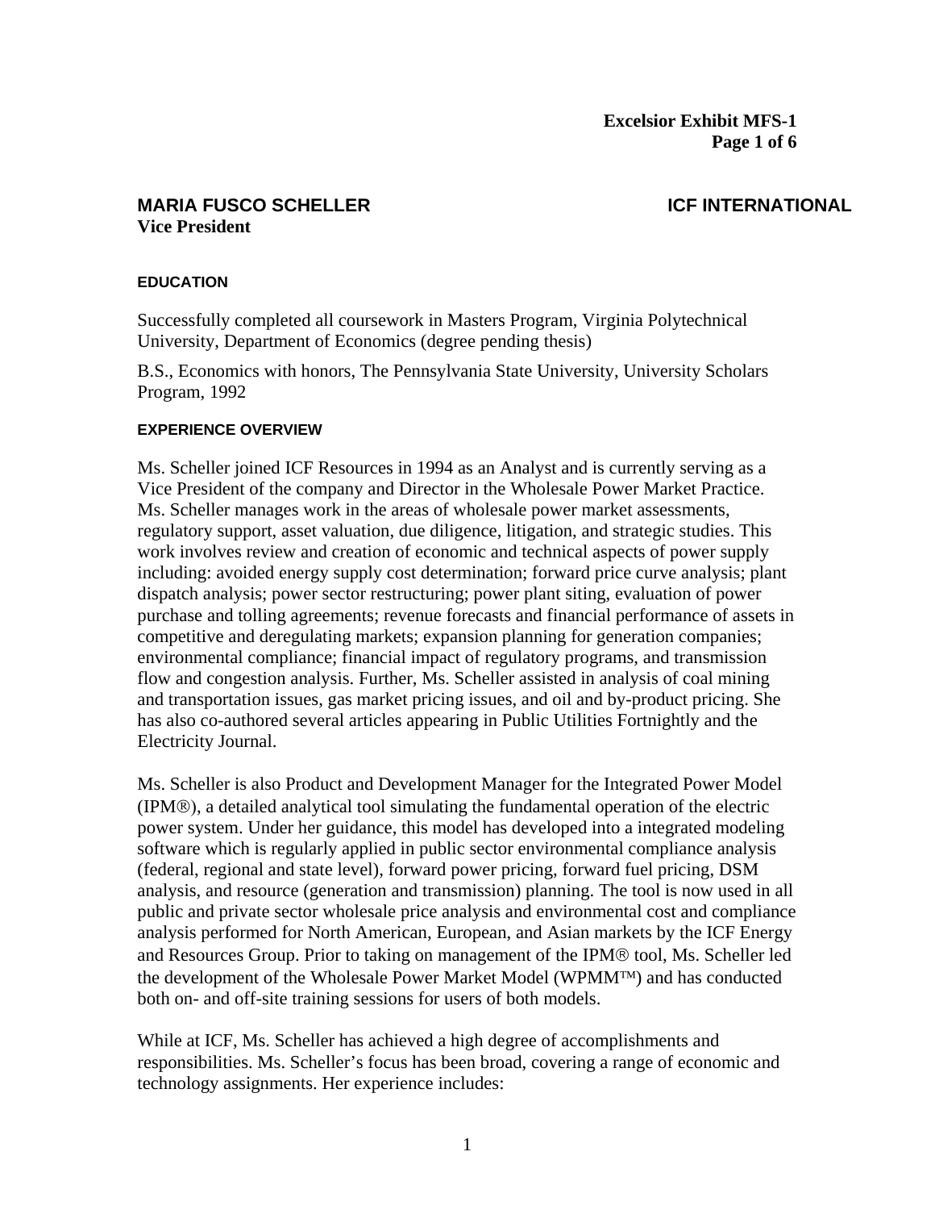**Excelsior Exhibit MFS-1**
**Page 1 of 6**

## MARIA FUSCO SCHELLER — ICF INTERNATIONAL

**Vice President**

### EDUCATION

Successfully completed all coursework in Masters Program, Virginia Polytechnical University, Department of Economics (degree pending thesis)

B.S., Economics with honors, The Pennsylvania State University, University Scholars Program, 1992

### EXPERIENCE OVERVIEW

Ms. Scheller joined ICF Resources in 1994 as an Analyst and is currently serving as a Vice President of the company and Director in the Wholesale Power Market Practice. Ms. Scheller manages work in the areas of wholesale power market assessments, regulatory support, asset valuation, due diligence, litigation, and strategic studies. This work involves review and creation of economic and technical aspects of power supply including: avoided energy supply cost determination; forward price curve analysis; plant dispatch analysis; power sector restructuring; power plant siting, evaluation of power purchase and tolling agreements; revenue forecasts and financial performance of assets in competitive and deregulating markets; expansion planning for generation companies; environmental compliance; financial impact of regulatory programs, and transmission flow and congestion analysis. Further, Ms. Scheller assisted in analysis of coal mining and transportation issues, gas market pricing issues, and oil and by-product pricing. She has also co-authored several articles appearing in Public Utilities Fortnightly and the Electricity Journal.

Ms. Scheller is also Product and Development Manager for the Integrated Power Model (IPM®), a detailed analytical tool simulating the fundamental operation of the electric power system. Under her guidance, this model has developed into a integrated modeling software which is regularly applied in public sector environmental compliance analysis (federal, regional and state level), forward power pricing, forward fuel pricing, DSM analysis, and resource (generation and transmission) planning. The tool is now used in all public and private sector wholesale price analysis and environmental cost and compliance analysis performed for North American, European, and Asian markets by the ICF Energy and Resources Group. Prior to taking on management of the IPM® tool, Ms. Scheller led the development of the Wholesale Power Market Model (WPMM™) and has conducted both on- and off-site training sessions for users of both models.

While at ICF, Ms. Scheller has achieved a high degree of accomplishments and responsibilities. Ms. Scheller's focus has been broad, covering a range of economic and technology assignments. Her experience includes: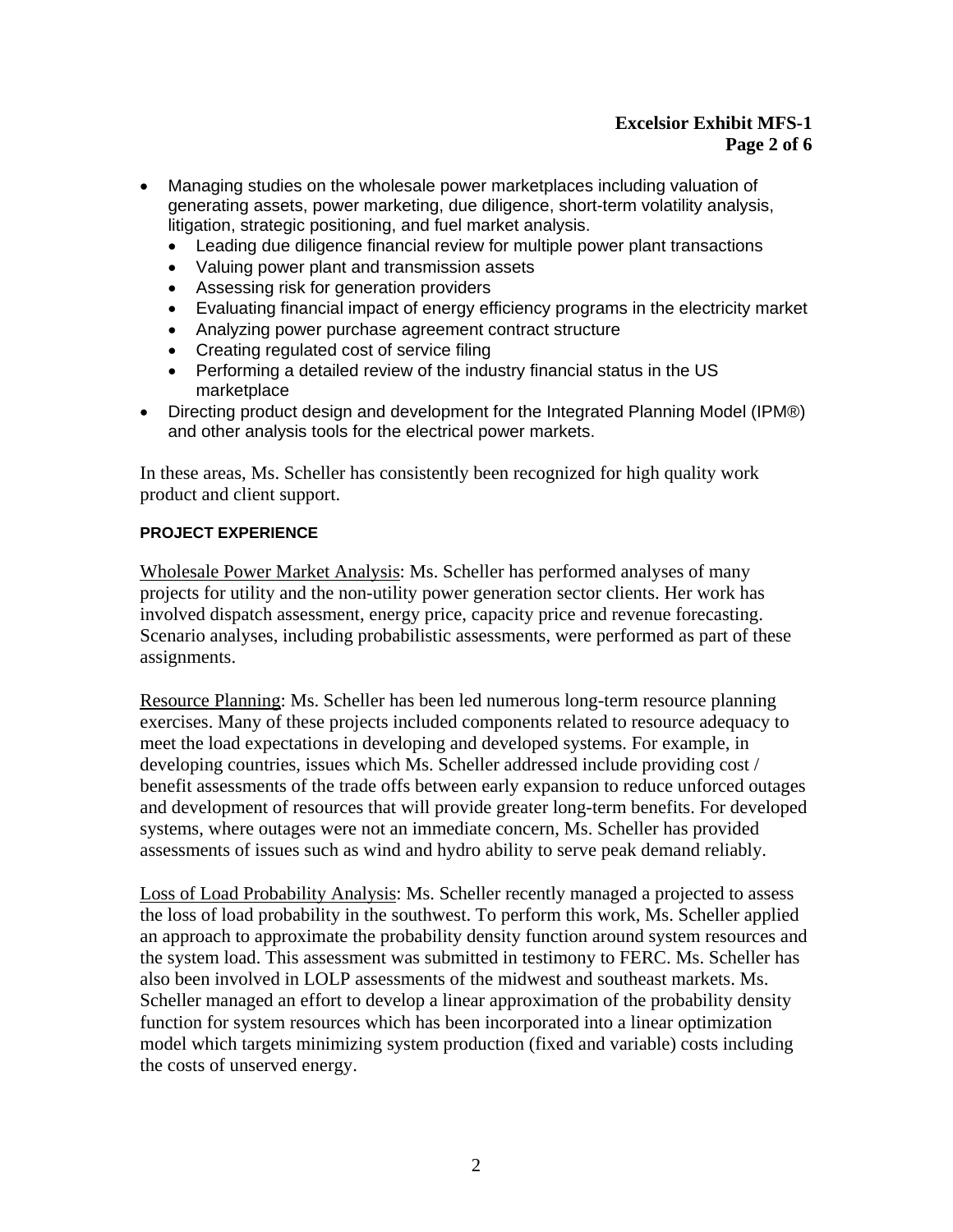- Managing studies on the wholesale power marketplaces including valuation of generating assets, power marketing, due diligence, short-term volatility analysis, litigation, strategic positioning, and fuel market analysis.
  - Leading due diligence financial review for multiple power plant transactions
  - Valuing power plant and transmission assets
  - Assessing risk for generation providers
  - Evaluating financial impact of energy efficiency programs in the electricity market
  - Analyzing power purchase agreement contract structure
  - Creating regulated cost of service filing
  - Performing a detailed review of the industry financial status in the US marketplace
- Directing product design and development for the Integrated Planning Model (IPM®) and other analysis tools for the electrical power markets.

In these areas, Ms. Scheller has consistently been recognized for high quality work product and client support.

**PROJECT EXPERIENCE**

Wholesale Power Market Analysis: Ms. Scheller has performed analyses of many projects for utility and the non-utility power generation sector clients. Her work has involved dispatch assessment, energy price, capacity price and revenue forecasting. Scenario analyses, including probabilistic assessments, were performed as part of these assignments.

Resource Planning: Ms. Scheller has been led numerous long-term resource planning exercises. Many of these projects included components related to resource adequacy to meet the load expectations in developing and developed systems. For example, in developing countries, issues which Ms. Scheller addressed include providing cost / benefit assessments of the trade offs between early expansion to reduce unforced outages and development of resources that will provide greater long-term benefits. For developed systems, where outages were not an immediate concern, Ms. Scheller has provided assessments of issues such as wind and hydro ability to serve peak demand reliably.

Loss of Load Probability Analysis: Ms. Scheller recently managed a projected to assess the loss of load probability in the southwest. To perform this work, Ms. Scheller applied an approach to approximate the probability density function around system resources and the system load. This assessment was submitted in testimony to FERC. Ms. Scheller has also been involved in LOLP assessments of the midwest and southeast markets. Ms. Scheller managed an effort to develop a linear approximation of the probability density function for system resources which has been incorporated into a linear optimization model which targets minimizing system production (fixed and variable) costs including the costs of unserved energy.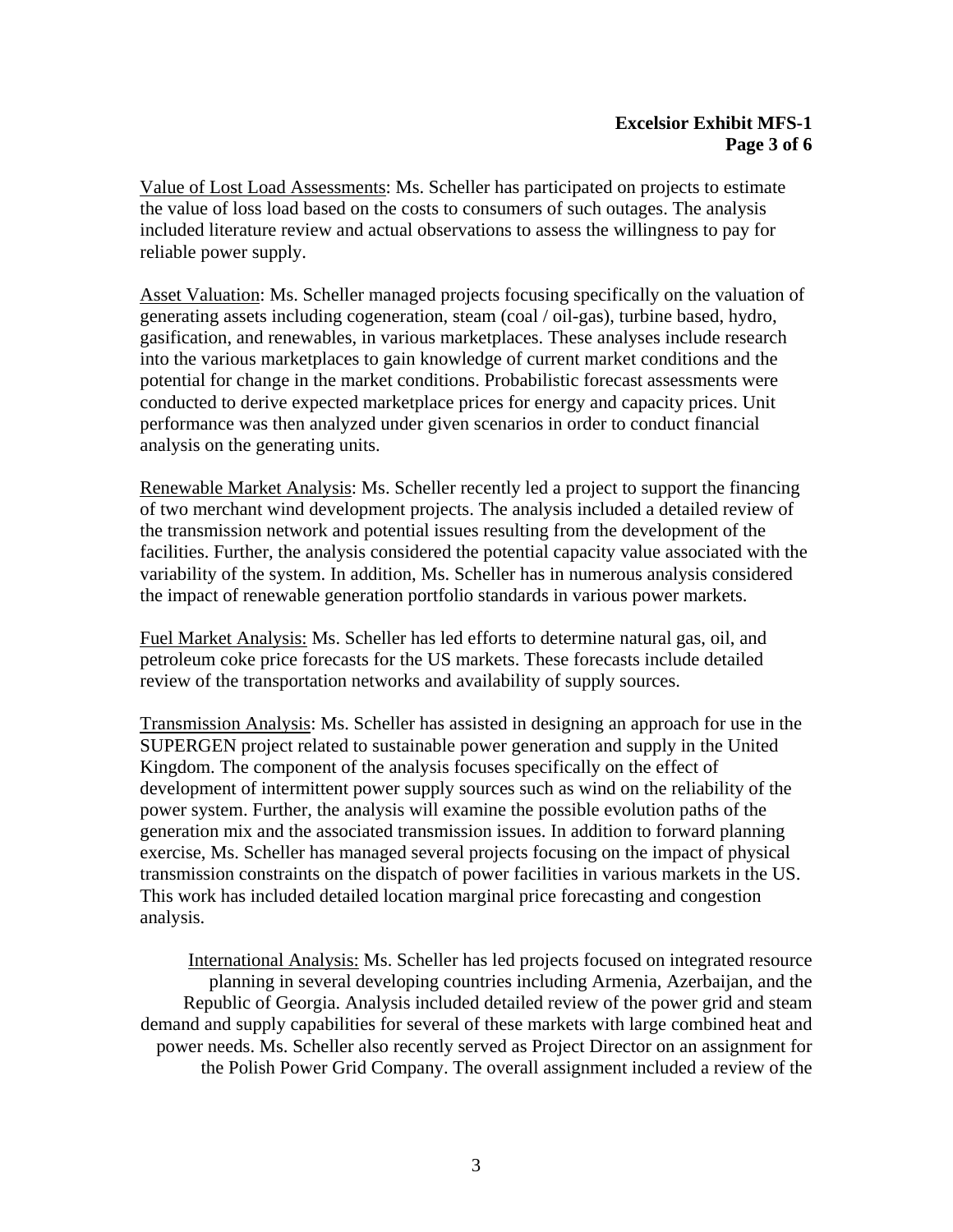Value of Lost Load Assessments: Ms. Scheller has participated on projects to estimate the value of loss load based on the costs to consumers of such outages. The analysis included literature review and actual observations to assess the willingness to pay for reliable power supply.

Asset Valuation: Ms. Scheller managed projects focusing specifically on the valuation of generating assets including cogeneration, steam (coal / oil-gas), turbine based, hydro, gasification, and renewables, in various marketplaces. These analyses include research into the various marketplaces to gain knowledge of current market conditions and the potential for change in the market conditions. Probabilistic forecast assessments were conducted to derive expected marketplace prices for energy and capacity prices. Unit performance was then analyzed under given scenarios in order to conduct financial analysis on the generating units.

Renewable Market Analysis: Ms. Scheller recently led a project to support the financing of two merchant wind development projects. The analysis included a detailed review of the transmission network and potential issues resulting from the development of the facilities. Further, the analysis considered the potential capacity value associated with the variability of the system. In addition, Ms. Scheller has in numerous analysis considered the impact of renewable generation portfolio standards in various power markets.

Fuel Market Analysis: Ms. Scheller has led efforts to determine natural gas, oil, and petroleum coke price forecasts for the US markets. These forecasts include detailed review of the transportation networks and availability of supply sources.

Transmission Analysis: Ms. Scheller has assisted in designing an approach for use in the SUPERGEN project related to sustainable power generation and supply in the United Kingdom. The component of the analysis focuses specifically on the effect of development of intermittent power supply sources such as wind on the reliability of the power system. Further, the analysis will examine the possible evolution paths of the generation mix and the associated transmission issues. In addition to forward planning exercise, Ms. Scheller has managed several projects focusing on the impact of physical transmission constraints on the dispatch of power facilities in various markets in the US. This work has included detailed location marginal price forecasting and congestion analysis.

International Analysis: Ms. Scheller has led projects focused on integrated resource planning in several developing countries including Armenia, Azerbaijan, and the Republic of Georgia. Analysis included detailed review of the power grid and steam demand and supply capabilities for several of these markets with large combined heat and power needs. Ms. Scheller also recently served as Project Director on an assignment for the Polish Power Grid Company. The overall assignment included a review of the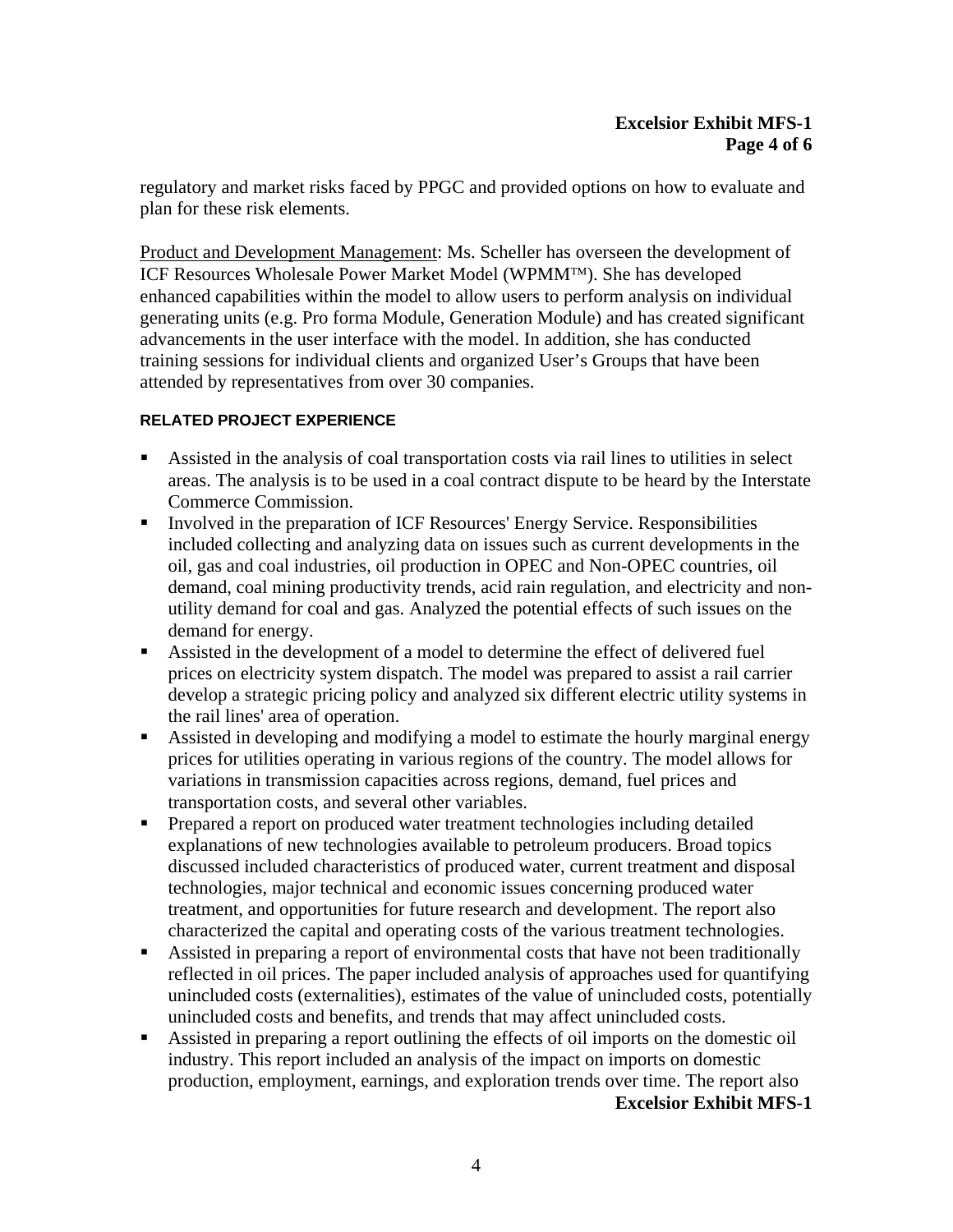regulatory and market risks faced by PPGC and provided options on how to evaluate and plan for these risk elements.

Product and Development Management: Ms. Scheller has overseen the development of ICF Resources Wholesale Power Market Model (WPMM™). She has developed enhanced capabilities within the model to allow users to perform analysis on individual generating units (e.g. Pro forma Module, Generation Module) and has created significant advancements in the user interface with the model. In addition, she has conducted training sessions for individual clients and organized User's Groups that have been attended by representatives from over 30 companies.

#### RELATED PROJECT EXPERIENCE

- Assisted in the analysis of coal transportation costs via rail lines to utilities in select areas. The analysis is to be used in a coal contract dispute to be heard by the Interstate Commerce Commission.
- Involved in the preparation of ICF Resources' Energy Service. Responsibilities included collecting and analyzing data on issues such as current developments in the oil, gas and coal industries, oil production in OPEC and Non-OPEC countries, oil demand, coal mining productivity trends, acid rain regulation, and electricity and non-utility demand for coal and gas. Analyzed the potential effects of such issues on the demand for energy.
- Assisted in the development of a model to determine the effect of delivered fuel prices on electricity system dispatch. The model was prepared to assist a rail carrier develop a strategic pricing policy and analyzed six different electric utility systems in the rail lines' area of operation.
- Assisted in developing and modifying a model to estimate the hourly marginal energy prices for utilities operating in various regions of the country. The model allows for variations in transmission capacities across regions, demand, fuel prices and transportation costs, and several other variables.
- Prepared a report on produced water treatment technologies including detailed explanations of new technologies available to petroleum producers. Broad topics discussed included characteristics of produced water, current treatment and disposal technologies, major technical and economic issues concerning produced water treatment, and opportunities for future research and development. The report also characterized the capital and operating costs of the various treatment technologies.
- Assisted in preparing a report of environmental costs that have not been traditionally reflected in oil prices. The paper included analysis of approaches used for quantifying unincluded costs (externalities), estimates of the value of unincluded costs, potentially unincluded costs and benefits, and trends that may affect unincluded costs.
- Assisted in preparing a report outlining the effects of oil imports on the domestic oil industry. This report included an analysis of the impact on imports on domestic production, employment, earnings, and exploration trends over time. The report also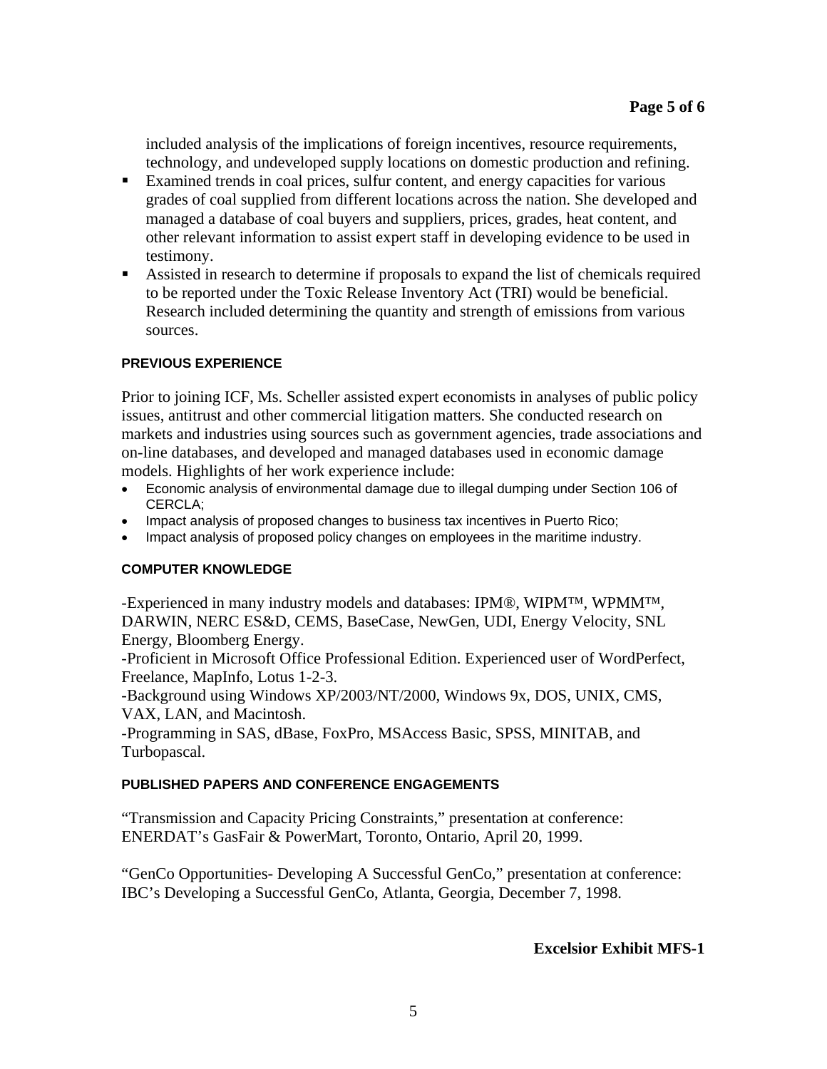included analysis of the implications of foreign incentives, resource requirements, technology, and undeveloped supply locations on domestic production and refining.

- Examined trends in coal prices, sulfur content, and energy capacities for various grades of coal supplied from different locations across the nation. She developed and managed a database of coal buyers and suppliers, prices, grades, heat content, and other relevant information to assist expert staff in developing evidence to be used in testimony.
- Assisted in research to determine if proposals to expand the list of chemicals required to be reported under the Toxic Release Inventory Act (TRI) would be beneficial. Research included determining the quantity and strength of emissions from various sources.

#### PREVIOUS EXPERIENCE

Prior to joining ICF, Ms. Scheller assisted expert economists in analyses of public policy issues, antitrust and other commercial litigation matters. She conducted research on markets and industries using sources such as government agencies, trade associations and on-line databases, and developed and managed databases used in economic damage models. Highlights of her work experience include:

- Economic analysis of environmental damage due to illegal dumping under Section 106 of CERCLA;
- Impact analysis of proposed changes to business tax incentives in Puerto Rico;
- Impact analysis of proposed policy changes on employees in the maritime industry.

#### COMPUTER KNOWLEDGE

-Experienced in many industry models and databases: IPM®, WIPM™, WPMM™, DARWIN, NERC ES&D, CEMS, BaseCase, NewGen, UDI, Energy Velocity, SNL Energy, Bloomberg Energy.
-Proficient in Microsoft Office Professional Edition. Experienced user of WordPerfect, Freelance, MapInfo, Lotus 1-2-3.
-Background using Windows XP/2003/NT/2000, Windows 9x, DOS, UNIX, CMS, VAX, LAN, and Macintosh.
-Programming in SAS, dBase, FoxPro, MSAccess Basic, SPSS, MINITAB, and Turbopascal.

#### PUBLISHED PAPERS AND CONFERENCE ENGAGEMENTS

"Transmission and Capacity Pricing Constraints," presentation at conference: ENERDAT's GasFair & PowerMart, Toronto, Ontario, April 20, 1999.

"GenCo Opportunities- Developing A Successful GenCo," presentation at conference: IBC's Developing a Successful GenCo, Atlanta, Georgia, December 7, 1998.

**Excelsior Exhibit MFS-1**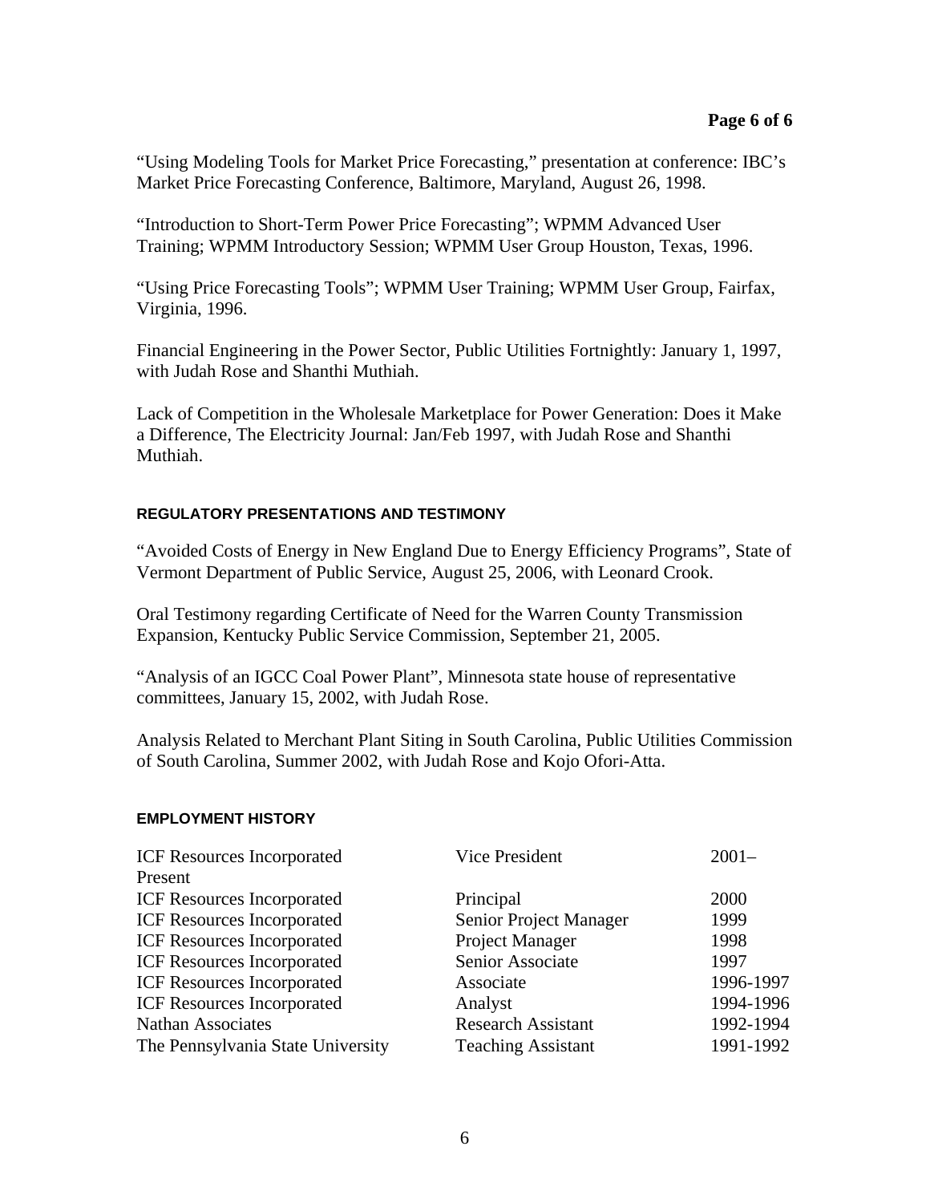"Using Modeling Tools for Market Price Forecasting," presentation at conference: IBC's Market Price Forecasting Conference, Baltimore, Maryland, August 26, 1998.

"Introduction to Short-Term Power Price Forecasting"; WPMM Advanced User Training; WPMM Introductory Session; WPMM User Group Houston, Texas, 1996.

"Using Price Forecasting Tools"; WPMM User Training; WPMM User Group, Fairfax, Virginia, 1996.

Financial Engineering in the Power Sector, Public Utilities Fortnightly: January 1, 1997, with Judah Rose and Shanthi Muthiah.

Lack of Competition in the Wholesale Marketplace for Power Generation: Does it Make a Difference, The Electricity Journal: Jan/Feb 1997, with Judah Rose and Shanthi Muthiah.

#### REGULATORY PRESENTATIONS AND TESTIMONY

"Avoided Costs of Energy in New England Due to Energy Efficiency Programs", State of Vermont Department of Public Service, August 25, 2006, with Leonard Crook.

Oral Testimony regarding Certificate of Need for the Warren County Transmission Expansion, Kentucky Public Service Commission, September 21, 2005.

"Analysis of an IGCC Coal Power Plant", Minnesota state house of representative committees, January 15, 2002, with Judah Rose.

Analysis Related to Merchant Plant Siting in South Carolina, Public Utilities Commission of South Carolina, Summer 2002, with Judah Rose and Kojo Ofori-Atta.

#### EMPLOYMENT HISTORY

| | | |
|---|---|---|
| ICF Resources Incorporated | Vice President | 2001–Present |
| ICF Resources Incorporated | Principal | 2000 |
| ICF Resources Incorporated | Senior Project Manager | 1999 |
| ICF Resources Incorporated | Project Manager | 1998 |
| ICF Resources Incorporated | Senior Associate | 1997 |
| ICF Resources Incorporated | Associate | 1996-1997 |
| ICF Resources Incorporated | Analyst | 1994-1996 |
| Nathan Associates | Research Assistant | 1992-1994 |
| The Pennsylvania State University | Teaching Assistant | 1991-1992 |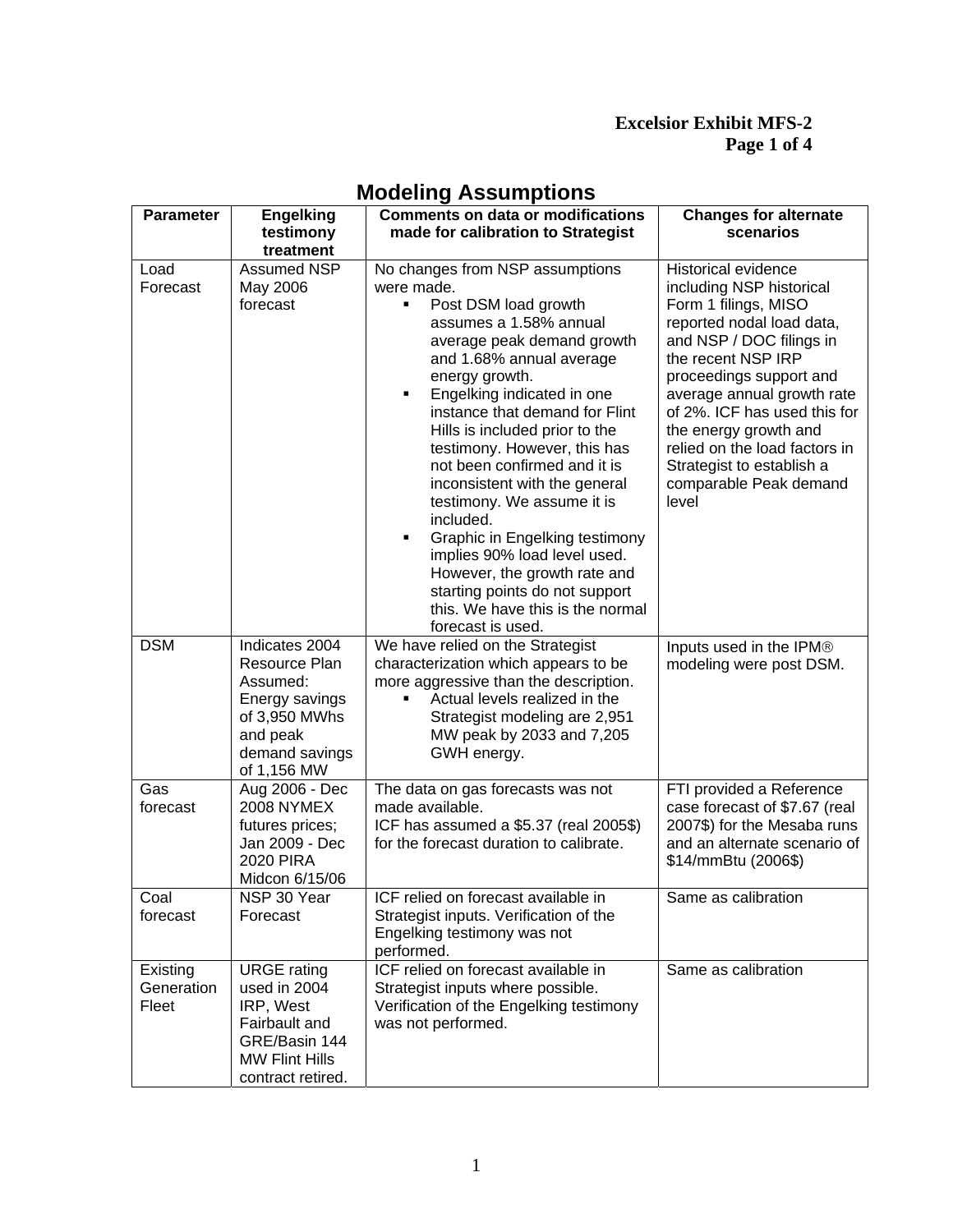**Excelsior Exhibit MFS-2**
**Page 1 of 4**

# Modeling Assumptions

| Parameter | Engelking testimony treatment | Comments on data or modifications made for calibration to Strategist | Changes for alternate scenarios |
|---|---|---|---|
| Load Forecast | Assumed NSP May 2006 forecast | No changes from NSP assumptions were made. <br>▪ Post DSM load growth assumes a 1.58% annual average peak demand growth and 1.68% annual average energy growth. <br>▪ Engelking indicated in one instance that demand for Flint Hills is included prior to the testimony. However, this has not been confirmed and it is inconsistent with the general testimony. We assume it is included. <br>▪ Graphic in Engelking testimony implies 90% load level used. However, the growth rate and starting points do not support this. We have this is the normal forecast is used. | Historical evidence including NSP historical Form 1 filings, MISO reported nodal load data, and NSP / DOC filings in the recent NSP IRP proceedings support and average annual growth rate of 2%. ICF has used this for the energy growth and relied on the load factors in Strategist to establish a comparable Peak demand level |
| DSM | Indicates 2004 Resource Plan Assumed: Energy savings of 3,950 MWhs and peak demand savings of 1,156 MW | We have relied on the Strategist characterization which appears to be more aggressive than the description. <br>▪ Actual levels realized in the Strategist modeling are 2,951 MW peak by 2033 and 7,205 GWH energy. | Inputs used in the IPM® modeling were post DSM. |
| Gas forecast | Aug 2006 - Dec 2008 NYMEX futures prices; Jan 2009 - Dec 2020 PIRA Midcon 6/15/06 | The data on gas forecasts was not made available. <br>ICF has assumed a $5.37 (real 2005$) for the forecast duration to calibrate. | FTI provided a Reference case forecast of $7.67 (real 2007$) for the Mesaba runs and an alternate scenario of $14/mmBtu (2006$) |
| Coal forecast | NSP 30 Year Forecast | ICF relied on forecast available in Strategist inputs. Verification of the Engelking testimony was not performed. | Same as calibration |
| Existing Generation Fleet | URGE rating used in 2004 IRP, West Fairbault and GRE/Basin 144 MW Flint Hills contract retired. | ICF relied on forecast available in Strategist inputs where possible. Verification of the Engelking testimony was not performed. | Same as calibration |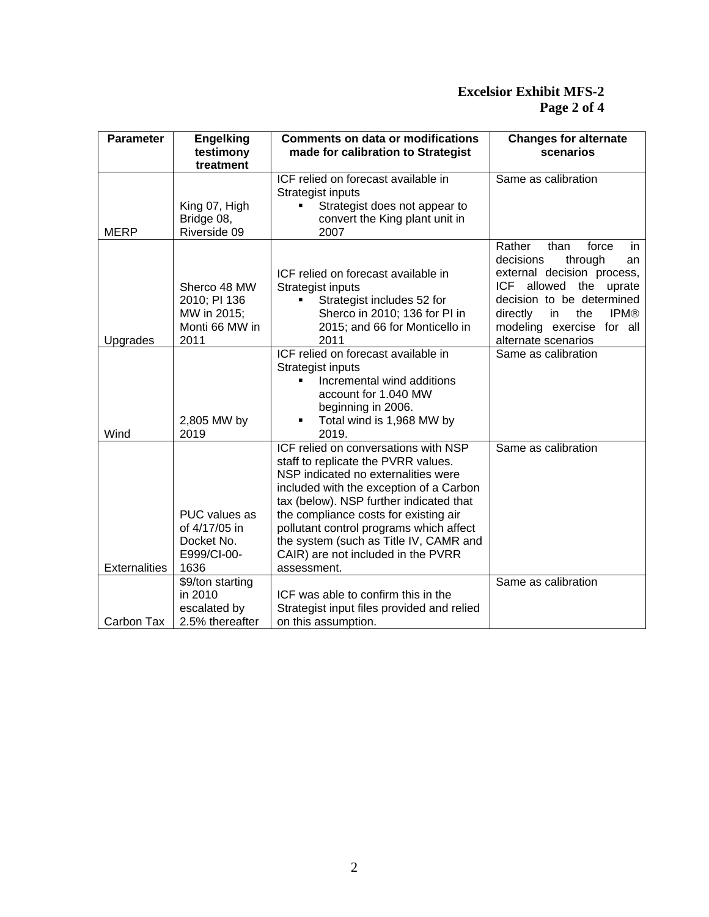**Excelsior Exhibit MFS-2**
**Page 2 of 4**

| Parameter | Engelking testimony treatment | Comments on data or modifications made for calibration to Strategist | Changes for alternate scenarios |
|---|---|---|---|
| MERP | King 07, High Bridge 08, Riverside 09 | ICF relied on forecast available in Strategist inputs<br>▪ Strategist does not appear to convert the King plant unit in 2007 | Same as calibration |
| Upgrades | Sherco 48 MW 2010; PI 136 MW in 2015; Monti 66 MW in 2011 | ICF relied on forecast available in Strategist inputs<br>▪ Strategist includes 52 for Sherco in 2010; 136 for PI in 2015; and 66 for Monticello in 2011 | Rather than force in decisions through an external decision process, ICF allowed the uprate decision to be determined directly in the IPM® modeling exercise for all alternate scenarios |
| Wind | 2,805 MW by 2019 | ICF relied on forecast available in Strategist inputs<br>▪ Incremental wind additions account for 1.040 MW beginning in 2006.<br>▪ Total wind is 1,968 MW by 2019. | Same as calibration |
| Externalities | PUC values as of 4/17/05 in Docket No. E999/CI-00-1636 | ICF relied on conversations with NSP staff to replicate the PVRR values. NSP indicated no externalities were included with the exception of a Carbon tax (below). NSP further indicated that the compliance costs for existing air pollutant control programs which affect the system (such as Title IV, CAMR and CAIR) are not included in the PVRR assessment. | Same as calibration |
| Carbon Tax | \$9/ton starting in 2010 escalated by 2.5% thereafter | ICF was able to confirm this in the Strategist input files provided and relied on this assumption. | Same as calibration |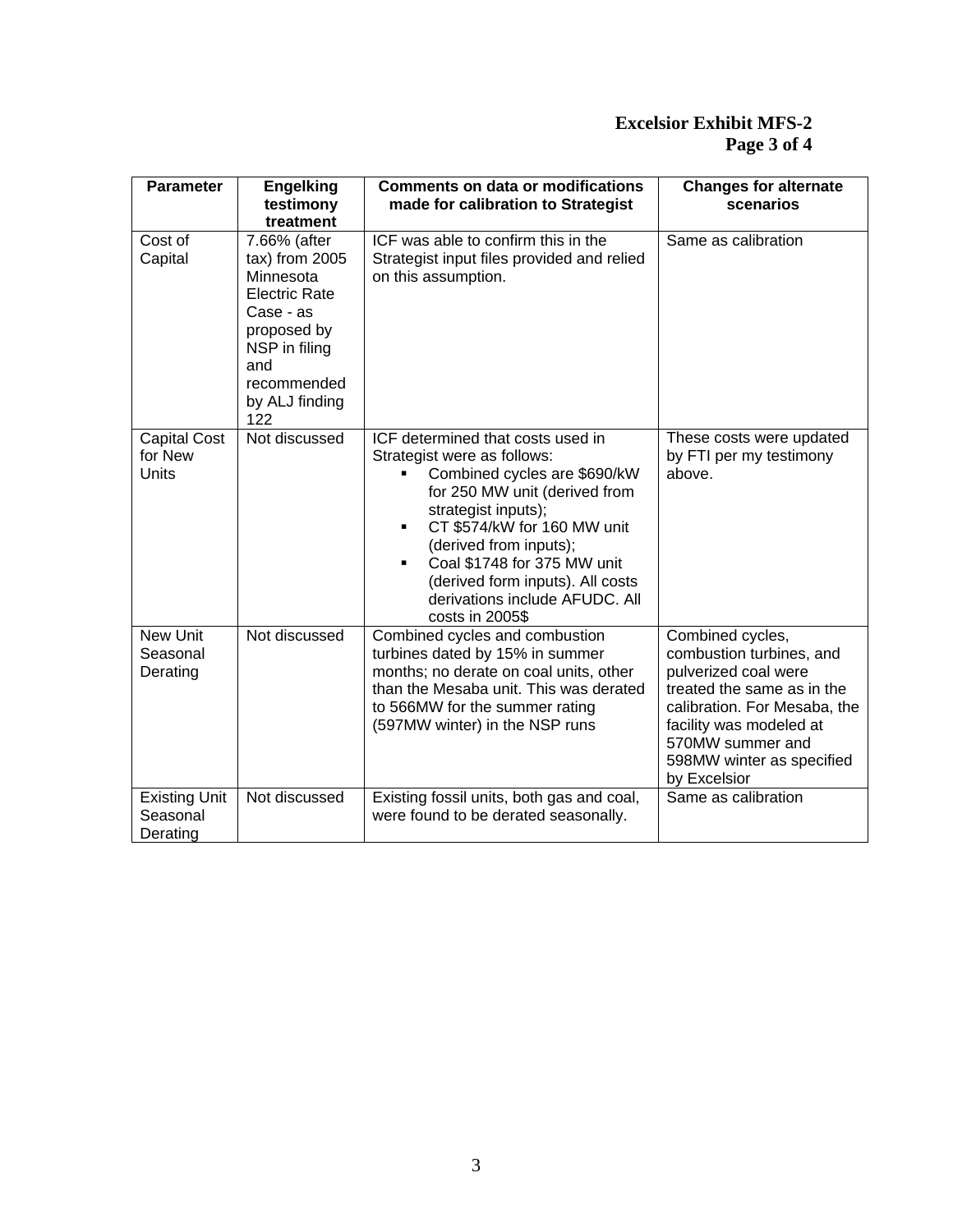**Excelsior Exhibit MFS-2**
**Page 3 of 4**

| Parameter | Engelking testimony treatment | Comments on data or modifications made for calibration to Strategist | Changes for alternate scenarios |
|---|---|---|---|
| Cost of Capital | 7.66% (after tax) from 2005 Minnesota Electric Rate Case - as proposed by NSP in filing and recommended by ALJ finding 122 | ICF was able to confirm this in the Strategist input files provided and relied on this assumption. | Same as calibration |
| Capital Cost for New Units | Not discussed | ICF determined that costs used in Strategist were as follows:<br>▪ Combined cycles are $690/kW for 250 MW unit (derived from strategist inputs);<br>▪ CT $574/kW for 160 MW unit (derived from inputs);<br>▪ Coal $1748 for 375 MW unit (derived form inputs). All costs derivations include AFUDC. All costs in 2005$ | These costs were updated by FTI per my testimony above. |
| New Unit Seasonal Derating | Not discussed | Combined cycles and combustion turbines dated by 15% in summer months; no derate on coal units, other than the Mesaba unit. This was derated to 566MW for the summer rating (597MW winter) in the NSP runs | Combined cycles, combustion turbines, and pulverized coal were treated the same as in the calibration. For Mesaba, the facility was modeled at 570MW summer and 598MW winter as specified by Excelsior |
| Existing Unit Seasonal Derating | Not discussed | Existing fossil units, both gas and coal, were found to be derated seasonally. | Same as calibration |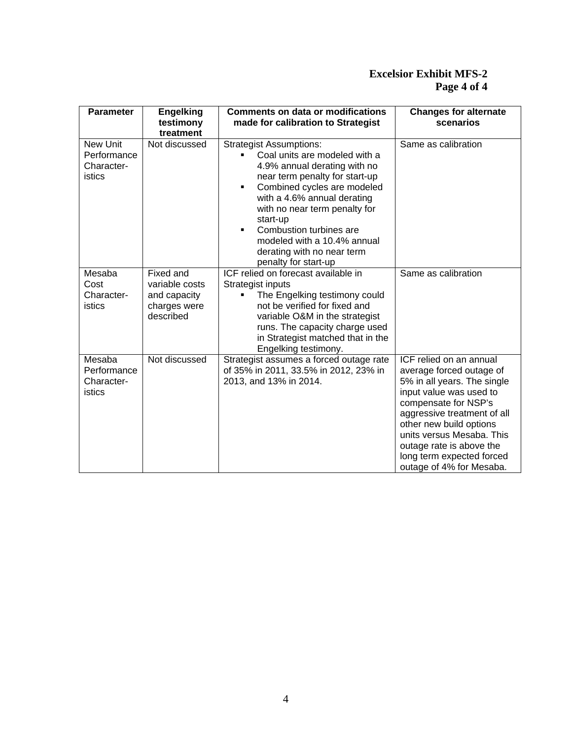**Excelsior Exhibit MFS-2**
**Page 4 of 4**

| Parameter | Engelking testimony treatment | Comments on data or modifications made for calibration to Strategist | Changes for alternate scenarios |
|---|---|---|---|
| New Unit Performance Characteristics | Not discussed | Strategist Assumptions: <br>▪ Coal units are modeled with a 4.9% annual derating with no near term penalty for start-up <br>▪ Combined cycles are modeled with a 4.6% annual derating with no near term penalty for start-up <br>▪ Combustion turbines are modeled with a 10.4% annual derating with no near term penalty for start-up | Same as calibration |
| Mesaba Cost Characteristics | Fixed and variable costs and capacity charges were described | ICF relied on forecast available in Strategist inputs <br>▪ The Engelking testimony could not be verified for fixed and variable O&M in the strategist runs. The capacity charge used in Strategist matched that in the Engelking testimony. | Same as calibration |
| Mesaba Performance Characteristics | Not discussed | Strategist assumes a forced outage rate of 35% in 2011, 33.5% in 2012, 23% in 2013, and 13% in 2014. | ICF relied on an annual average forced outage of 5% in all years. The single input value was used to compensate for NSP's aggressive treatment of all other new build options units versus Mesaba. This outage rate is above the long term expected forced outage of 4% for Mesaba. |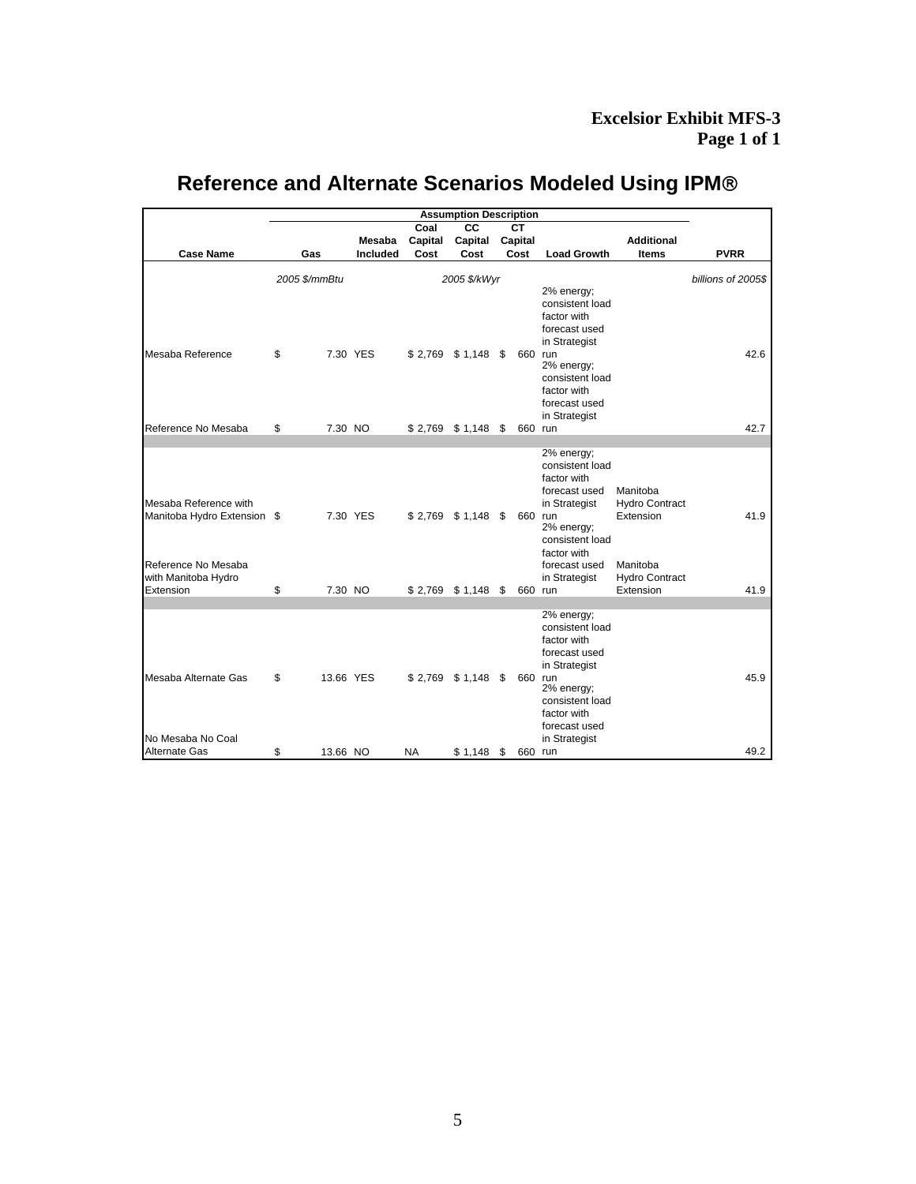**Excelsior Exhibit MFS-3**
**Page 1 of 1**

# Reference and Alternate Scenarios Modeled Using IPM®

| | Assumption Description | | | | | | | |
|---|---|---|---|---|---|---|---|---|
| **Case Name** | **Gas** | **Mesaba Included** | **Coal Capital Cost** | **CC Capital Cost** | **CT Capital Cost** | **Load Growth** | **Additional Items** | **PVRR** |
| | *2005 $/mmBtu* | | | *2005 $/kWyr* | | | | *billions of 2005$* |
| Mesaba Reference | $ 7.30 | YES | $ 2,769 | $ 1,148 | $ 660 | 2% energy; consistent load factor with forecast used in Strategist run | | 42.6 |
| Reference No Mesaba | $ 7.30 | NO | $ 2,769 | $ 1,148 | $ 660 | 2% energy; consistent load factor with forecast used in Strategist run | | 42.7 |
| Mesaba Reference with Manitoba Hydro Extension | $ 7.30 | YES | $ 2,769 | $ 1,148 | $ 660 | 2% energy; consistent load factor with forecast used in Strategist run | Manitoba Hydro Contract Extension | 41.9 |
| Reference No Mesaba with Manitoba Hydro Extension | $ 7.30 | NO | $ 2,769 | $ 1,148 | $ 660 | 2% energy; consistent load factor with forecast used in Strategist run | Manitoba Hydro Contract Extension | 41.9 |
| Mesaba Alternate Gas | $ 13.66 | YES | $ 2,769 | $ 1,148 | $ 660 | 2% energy; consistent load factor with forecast used in Strategist run | | 45.9 |
| No Mesaba No Coal Alternate Gas | $ 13.66 | NO | NA | $ 1,148 | $ 660 | 2% energy; consistent load factor with forecast used in Strategist run | | 49.2 |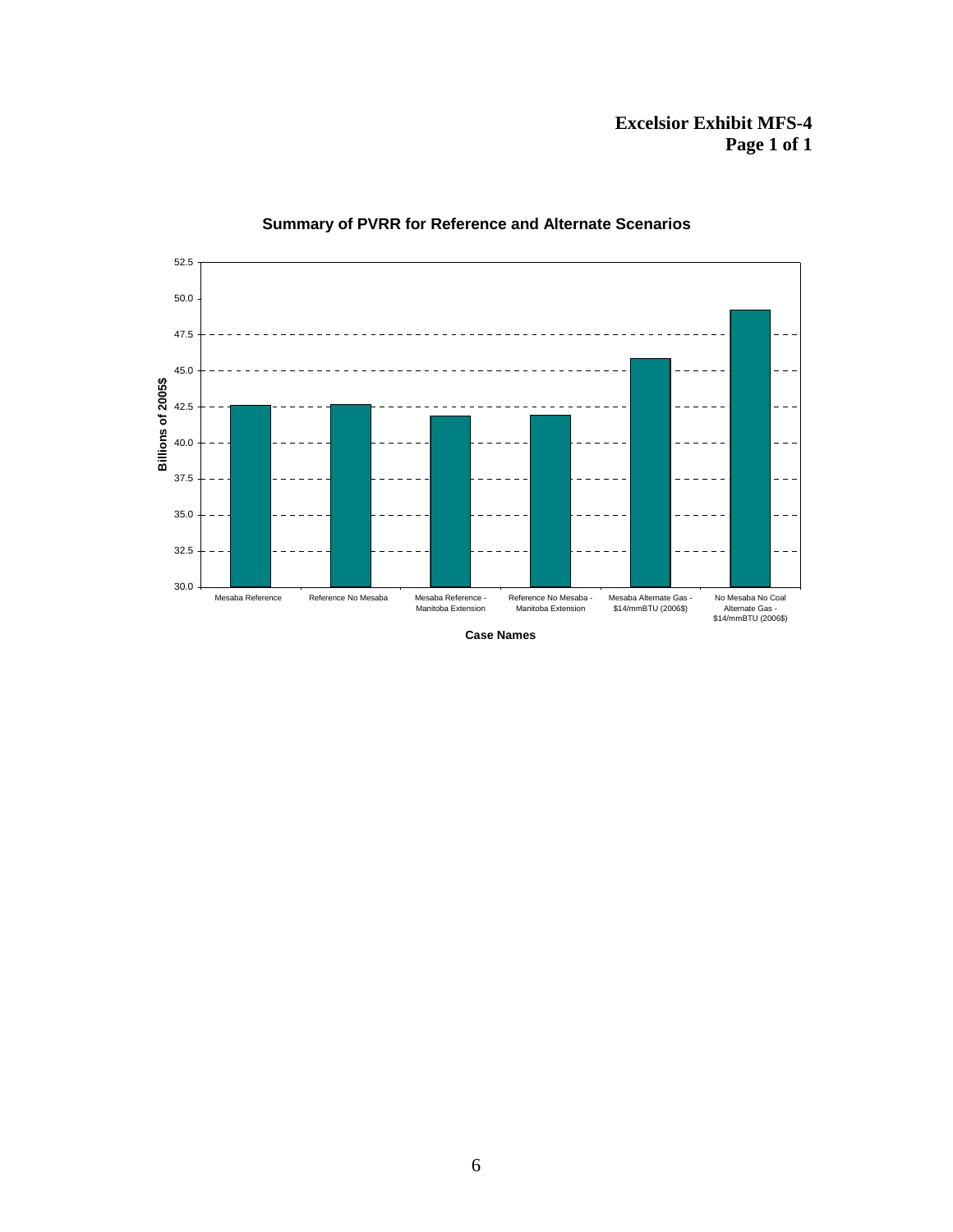**Excelsior Exhibit MFS-4**
**Page 1 of 1**

**Summary of PVRR for Reference and Alternate Scenarios**

Billions of 2005$

52.5
50.0
47.5
45.0
42.5
40.0
37.5
35.0
32.5
30.0

Mesaba Reference
Reference No Mesaba
Mesaba Reference - Manitoba Extension
Reference No Mesaba - Manitoba Extension
Mesaba Alternate Gas - $14/mmBTU (2006$)
No Mesaba No Coal Alternate Gas - $14/mmBTU (2006$)

Case Names